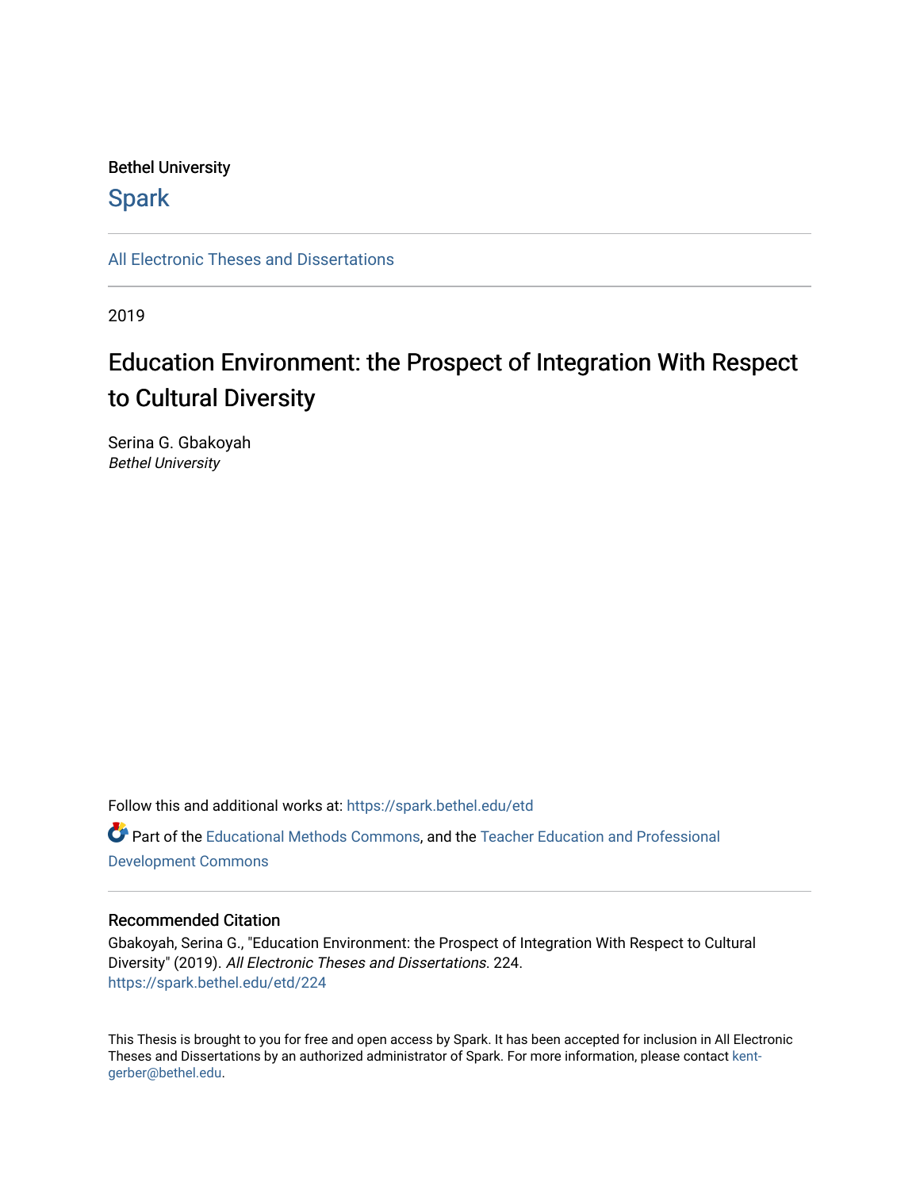Bethel University

## Spark

All Electronic Theses and Dissertations

2019

# Education Environment: the Prospect of Integration With Respect to Cultural Diversity

Serina G. Gbakoyah
*Bethel University*

Follow this and additional works at: https://spark.bethel.edu/etd

Part of the Educational Methods Commons, and the Teacher Education and Professional Development Commons

### Recommended Citation

Gbakoyah, Serina G., "Education Environment: the Prospect of Integration With Respect to Cultural Diversity" (2019). *All Electronic Theses and Dissertations*. 224.
https://spark.bethel.edu/etd/224

This Thesis is brought to you for free and open access by Spark. It has been accepted for inclusion in All Electronic Theses and Dissertations by an authorized administrator of Spark. For more information, please contact kent-gerber@bethel.edu.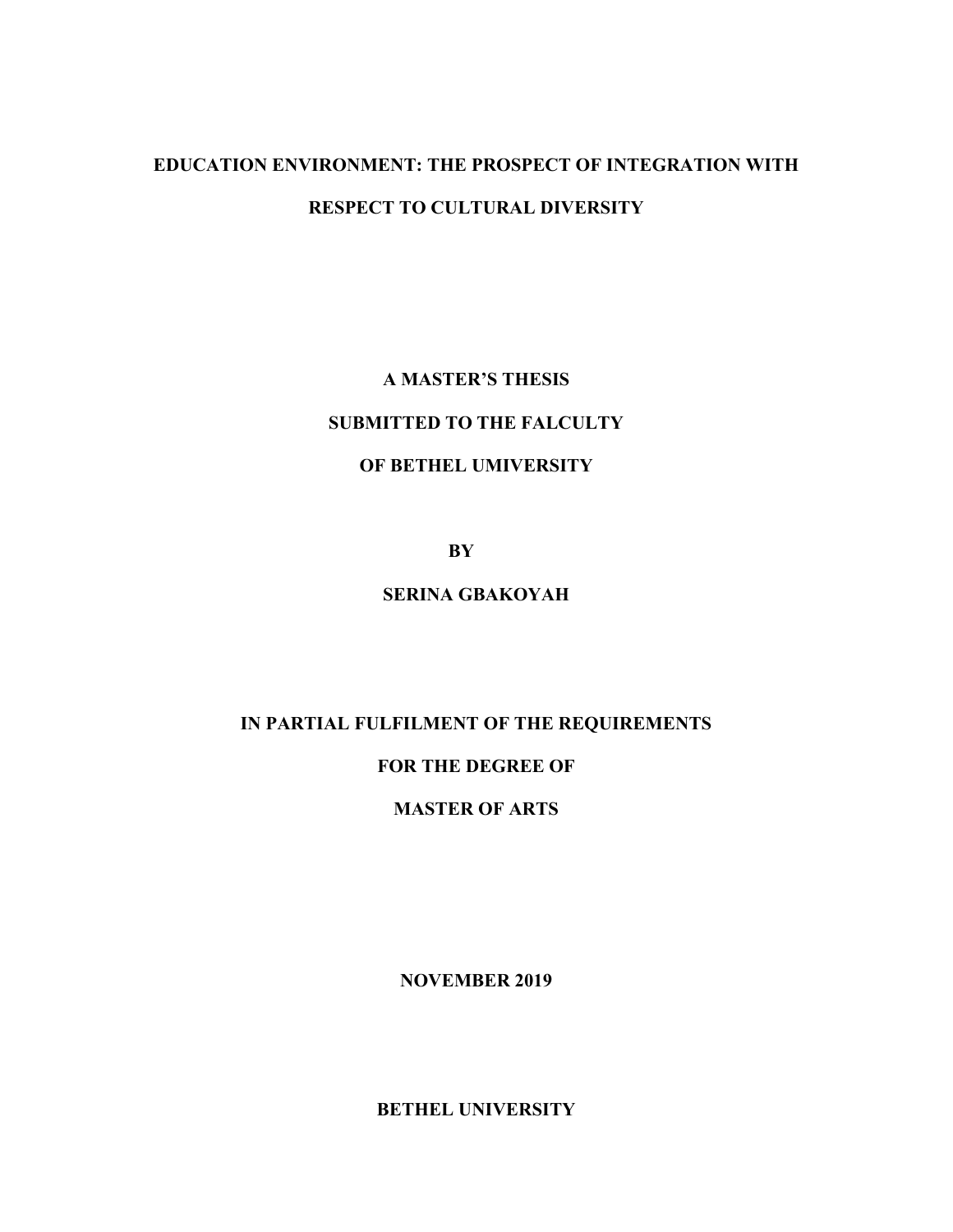**EDUCATION ENVIRONMENT: THE PROSPECT OF INTEGRATION WITH RESPECT TO CULTURAL DIVERSITY**

**A MASTER'S THESIS**

**SUBMITTED TO THE FALCULTY**

**OF BETHEL UMIVERSITY**

**BY**

**SERINA GBAKOYAH**

**IN PARTIAL FULFILMENT OF THE REQUIREMENTS**

**FOR THE DEGREE OF**

**MASTER OF ARTS**

**NOVEMBER 2019**

**BETHEL UNIVERSITY**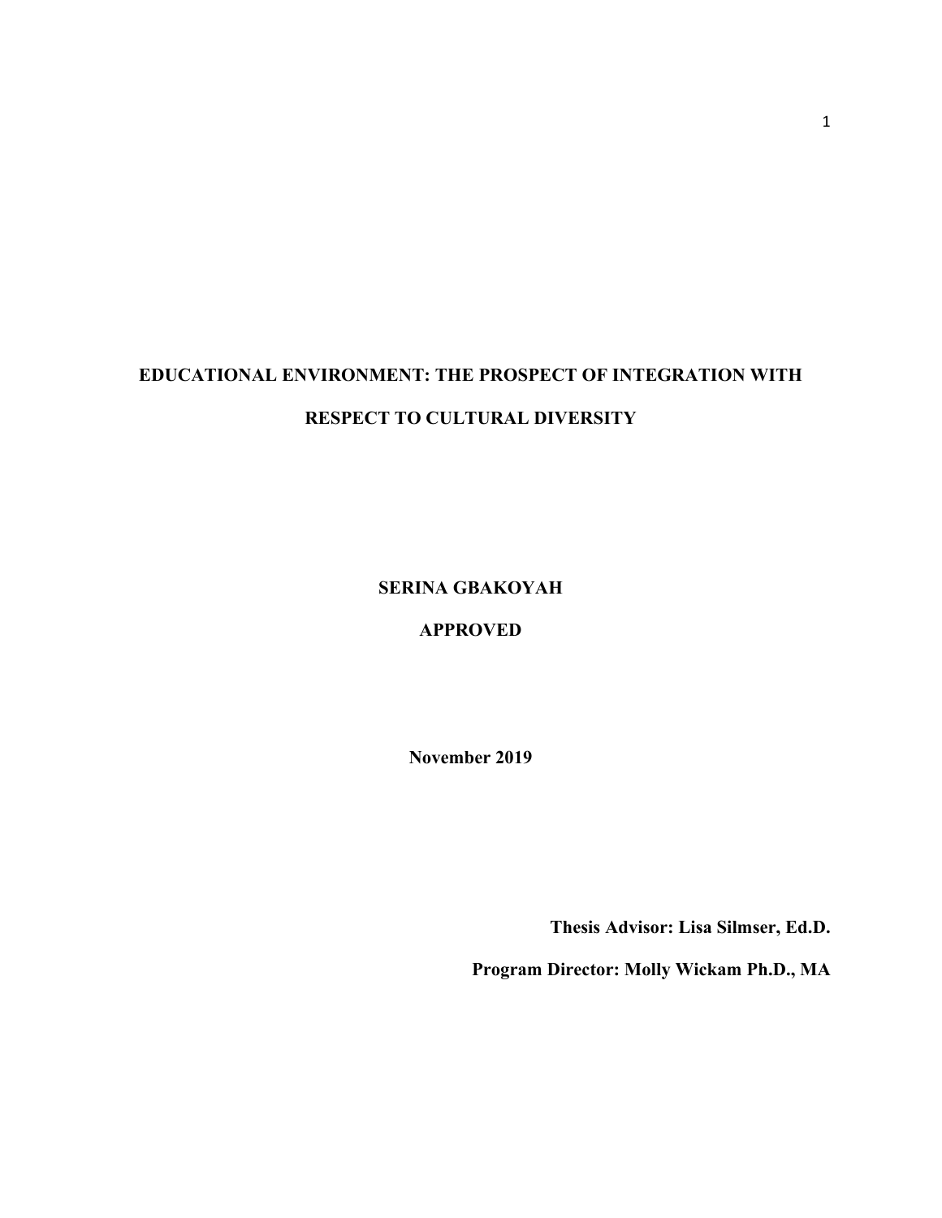# EDUCATIONAL ENVIRONMENT: THE PROSPECT OF INTEGRATION WITH RESPECT TO CULTURAL DIVERSITY

**SERINA GBAKOYAH**

**APPROVED**

**November 2019**

**Thesis Advisor: Lisa Silmser, Ed.D.**

**Program Director: Molly Wickam Ph.D., MA**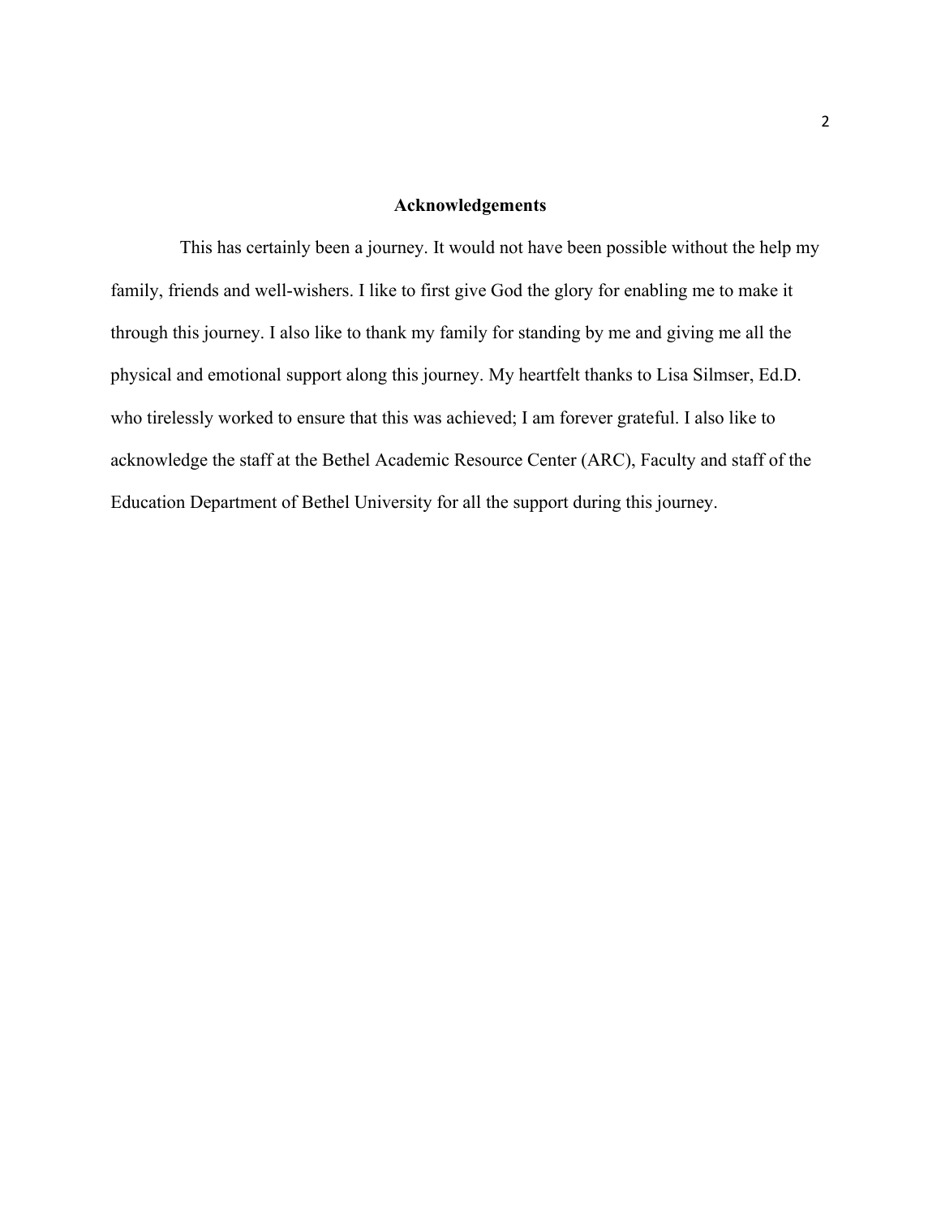## Acknowledgements

This has certainly been a journey. It would not have been possible without the help my family, friends and well-wishers. I like to first give God the glory for enabling me to make it through this journey. I also like to thank my family for standing by me and giving me all the physical and emotional support along this journey. My heartfelt thanks to Lisa Silmser, Ed.D. who tirelessly worked to ensure that this was achieved; I am forever grateful. I also like to acknowledge the staff at the Bethel Academic Resource Center (ARC), Faculty and staff of the Education Department of Bethel University for all the support during this journey.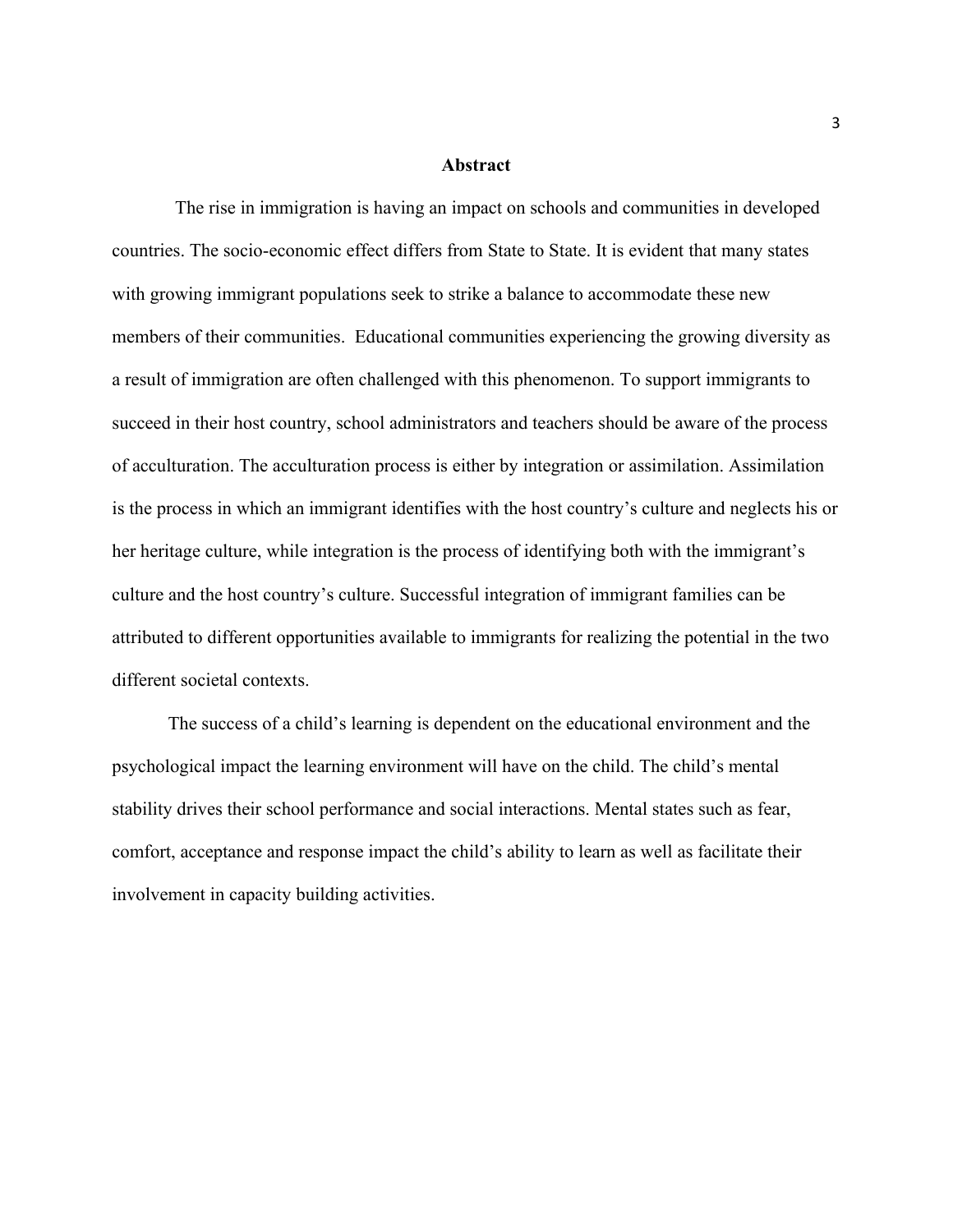## Abstract

The rise in immigration is having an impact on schools and communities in developed countries. The socio-economic effect differs from State to State. It is evident that many states with growing immigrant populations seek to strike a balance to accommodate these new members of their communities. Educational communities experiencing the growing diversity as a result of immigration are often challenged with this phenomenon. To support immigrants to succeed in their host country, school administrators and teachers should be aware of the process of acculturation. The acculturation process is either by integration or assimilation. Assimilation is the process in which an immigrant identifies with the host country's culture and neglects his or her heritage culture, while integration is the process of identifying both with the immigrant's culture and the host country's culture. Successful integration of immigrant families can be attributed to different opportunities available to immigrants for realizing the potential in the two different societal contexts.

The success of a child's learning is dependent on the educational environment and the psychological impact the learning environment will have on the child. The child's mental stability drives their school performance and social interactions. Mental states such as fear, comfort, acceptance and response impact the child's ability to learn as well as facilitate their involvement in capacity building activities.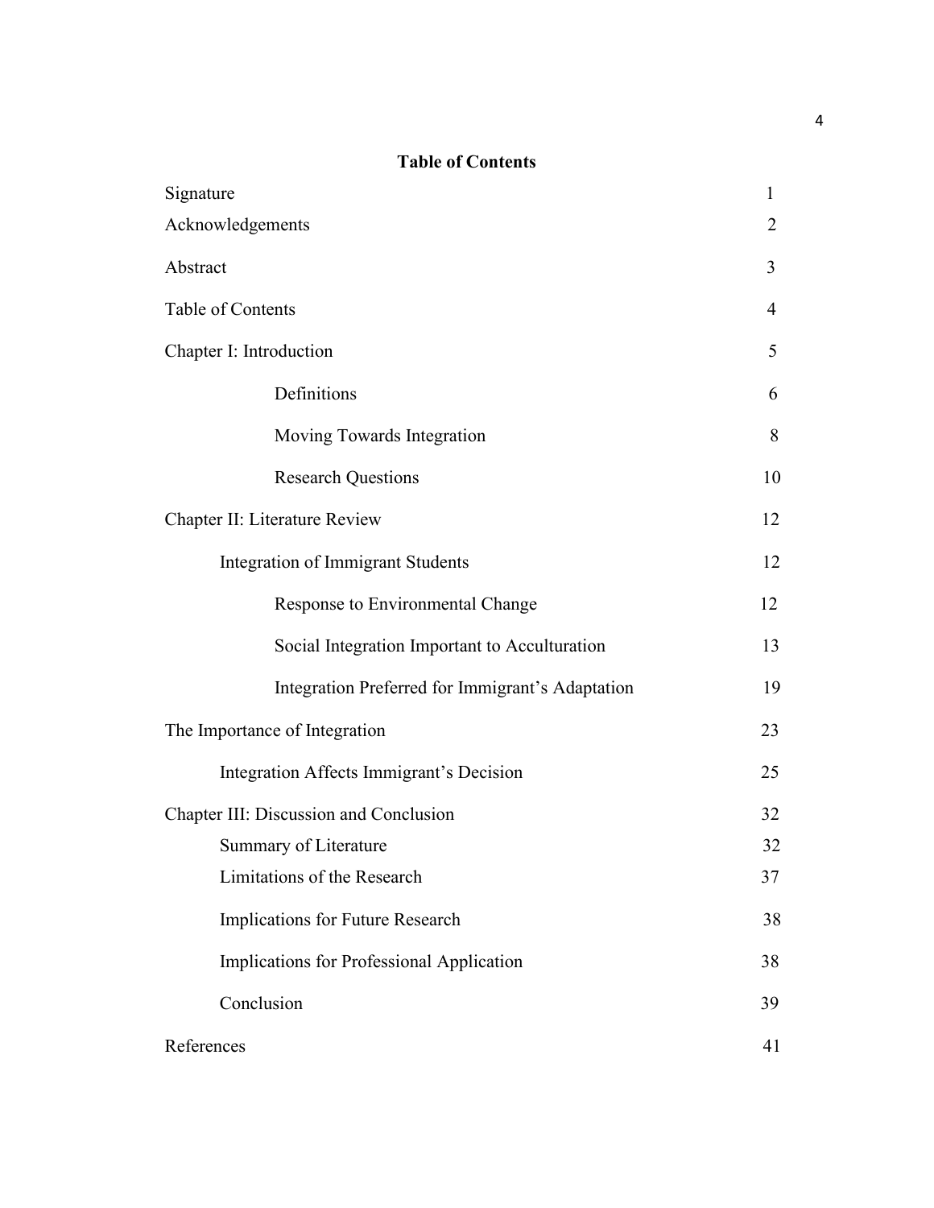**Table of Contents**

| | |
|---|---|
| Signature | 1 |
| Acknowledgements | 2 |
| Abstract | 3 |
| Table of Contents | 4 |
| Chapter I: Introduction | 5 |
| Definitions | 6 |
| Moving Towards Integration | 8 |
| Research Questions | 10 |
| Chapter II: Literature Review | 12 |
| Integration of Immigrant Students | 12 |
| Response to Environmental Change | 12 |
| Social Integration Important to Acculturation | 13 |
| Integration Preferred for Immigrant's Adaptation | 19 |
| The Importance of Integration | 23 |
| Integration Affects Immigrant's Decision | 25 |
| Chapter III: Discussion and Conclusion | 32 |
| Summary of Literature | 32 |
| Limitations of the Research | 37 |
| Implications for Future Research | 38 |
| Implications for Professional Application | 38 |
| Conclusion | 39 |
| References | 41 |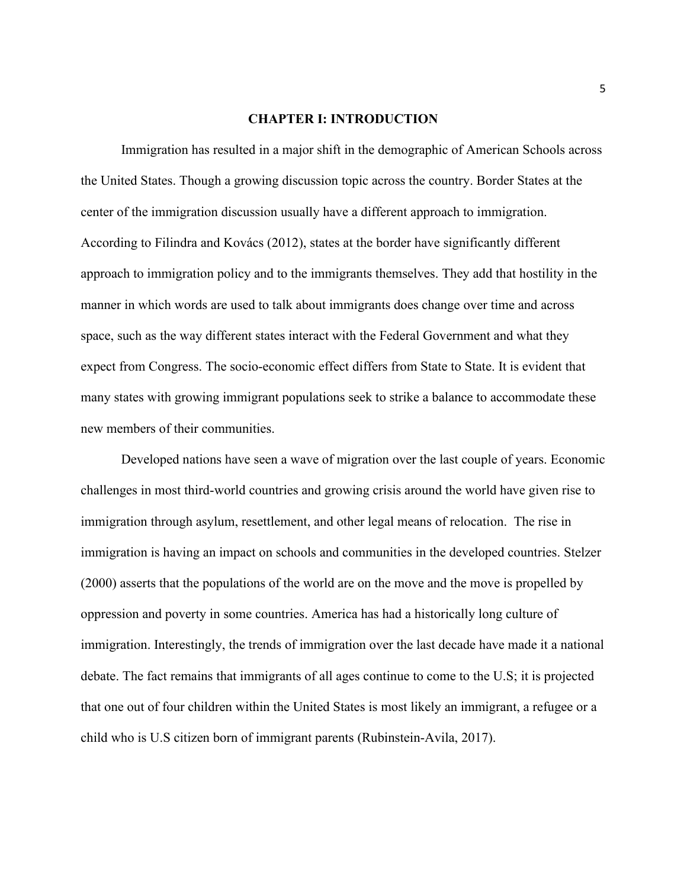# CHAPTER I: INTRODUCTION

Immigration has resulted in a major shift in the demographic of American Schools across the United States. Though a growing discussion topic across the country. Border States at the center of the immigration discussion usually have a different approach to immigration. According to Filindra and Kovács (2012), states at the border have significantly different approach to immigration policy and to the immigrants themselves. They add that hostility in the manner in which words are used to talk about immigrants does change over time and across space, such as the way different states interact with the Federal Government and what they expect from Congress. The socio-economic effect differs from State to State. It is evident that many states with growing immigrant populations seek to strike a balance to accommodate these new members of their communities.

Developed nations have seen a wave of migration over the last couple of years. Economic challenges in most third-world countries and growing crisis around the world have given rise to immigration through asylum, resettlement, and other legal means of relocation. The rise in immigration is having an impact on schools and communities in the developed countries. Stelzer (2000) asserts that the populations of the world are on the move and the move is propelled by oppression and poverty in some countries. America has had a historically long culture of immigration. Interestingly, the trends of immigration over the last decade have made it a national debate. The fact remains that immigrants of all ages continue to come to the U.S; it is projected that one out of four children within the United States is most likely an immigrant, a refugee or a child who is U.S citizen born of immigrant parents (Rubinstein-Avila, 2017).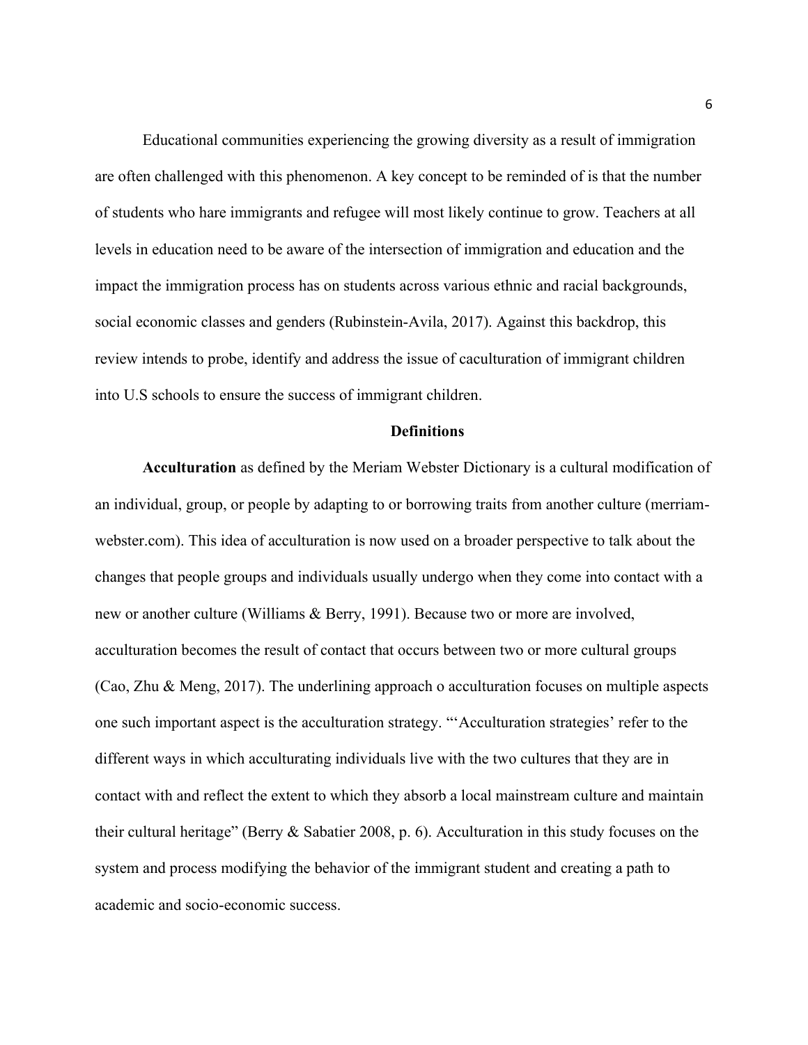Educational communities experiencing the growing diversity as a result of immigration are often challenged with this phenomenon. A key concept to be reminded of is that the number of students who hare immigrants and refugee will most likely continue to grow. Teachers at all levels in education need to be aware of the intersection of immigration and education and the impact the immigration process has on students across various ethnic and racial backgrounds, social economic classes and genders (Rubinstein-Avila, 2017). Against this backdrop, this review intends to probe, identify and address the issue of caculturation of immigrant children into U.S schools to ensure the success of immigrant children.

## Definitions

**Acculturation** as defined by the Meriam Webster Dictionary is a cultural modification of an individual, group, or people by adapting to or borrowing traits from another culture (merriam-webster.com). This idea of acculturation is now used on a broader perspective to talk about the changes that people groups and individuals usually undergo when they come into contact with a new or another culture (Williams & Berry, 1991). Because two or more are involved, acculturation becomes the result of contact that occurs between two or more cultural groups (Cao, Zhu & Meng, 2017). The underlining approach o acculturation focuses on multiple aspects one such important aspect is the acculturation strategy. "'Acculturation strategies' refer to the different ways in which acculturating individuals live with the two cultures that they are in contact with and reflect the extent to which they absorb a local mainstream culture and maintain their cultural heritage" (Berry & Sabatier 2008, p. 6). Acculturation in this study focuses on the system and process modifying the behavior of the immigrant student and creating a path to academic and socio-economic success.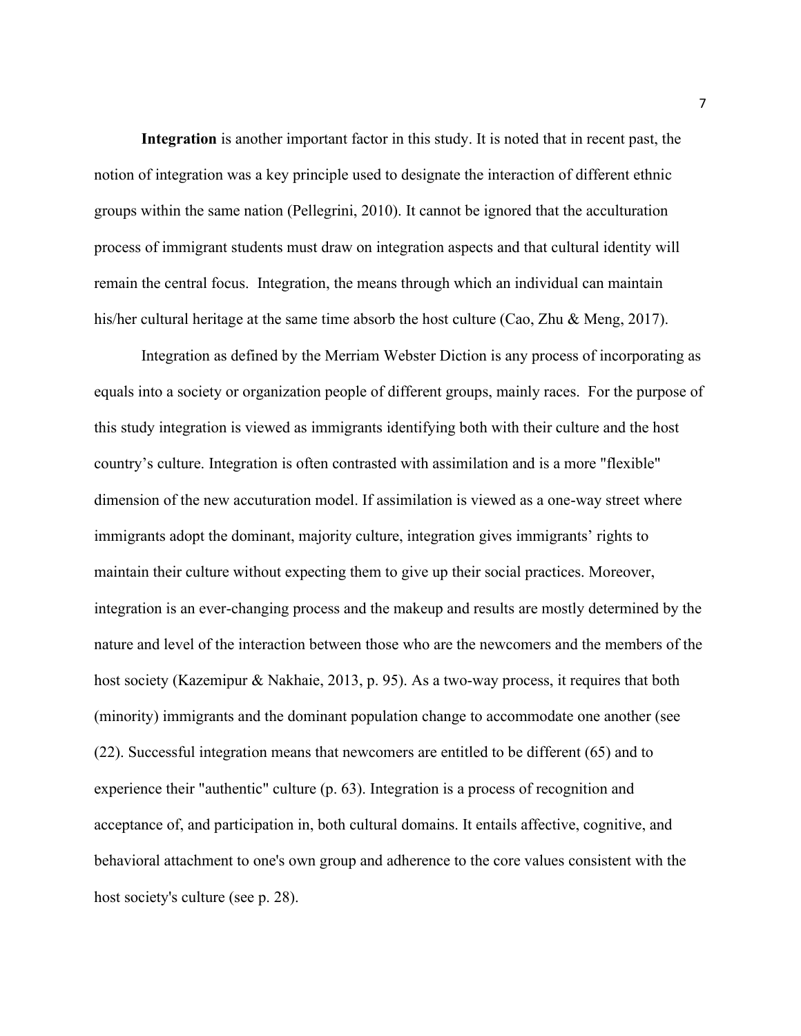**Integration** is another important factor in this study. It is noted that in recent past, the notion of integration was a key principle used to designate the interaction of different ethnic groups within the same nation (Pellegrini, 2010). It cannot be ignored that the acculturation process of immigrant students must draw on integration aspects and that cultural identity will remain the central focus. Integration, the means through which an individual can maintain his/her cultural heritage at the same time absorb the host culture (Cao, Zhu & Meng, 2017).

Integration as defined by the Merriam Webster Diction is any process of incorporating as equals into a society or organization people of different groups, mainly races. For the purpose of this study integration is viewed as immigrants identifying both with their culture and the host country's culture. Integration is often contrasted with assimilation and is a more "flexible" dimension of the new accuturation model. If assimilation is viewed as a one-way street where immigrants adopt the dominant, majority culture, integration gives immigrants' rights to maintain their culture without expecting them to give up their social practices. Moreover, integration is an ever-changing process and the makeup and results are mostly determined by the nature and level of the interaction between those who are the newcomers and the members of the host society (Kazemipur & Nakhaie, 2013, p. 95). As a two-way process, it requires that both (minority) immigrants and the dominant population change to accommodate one another (see (22). Successful integration means that newcomers are entitled to be different (65) and to experience their "authentic" culture (p. 63). Integration is a process of recognition and acceptance of, and participation in, both cultural domains. It entails affective, cognitive, and behavioral attachment to one's own group and adherence to the core values consistent with the host society's culture (see p. 28).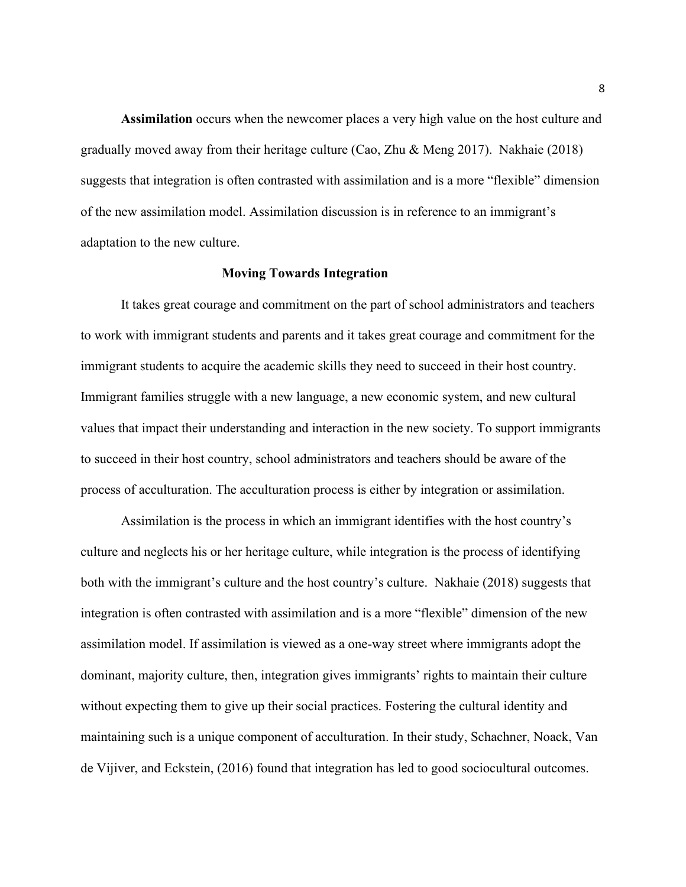**Assimilation** occurs when the newcomer places a very high value on the host culture and gradually moved away from their heritage culture (Cao, Zhu & Meng 2017). Nakhaie (2018) suggests that integration is often contrasted with assimilation and is a more "flexible" dimension of the new assimilation model. Assimilation discussion is in reference to an immigrant's adaptation to the new culture.

## Moving Towards Integration

It takes great courage and commitment on the part of school administrators and teachers to work with immigrant students and parents and it takes great courage and commitment for the immigrant students to acquire the academic skills they need to succeed in their host country. Immigrant families struggle with a new language, a new economic system, and new cultural values that impact their understanding and interaction in the new society. To support immigrants to succeed in their host country, school administrators and teachers should be aware of the process of acculturation. The acculturation process is either by integration or assimilation.

Assimilation is the process in which an immigrant identifies with the host country's culture and neglects his or her heritage culture, while integration is the process of identifying both with the immigrant's culture and the host country's culture. Nakhaie (2018) suggests that integration is often contrasted with assimilation and is a more "flexible" dimension of the new assimilation model. If assimilation is viewed as a one-way street where immigrants adopt the dominant, majority culture, then, integration gives immigrants' rights to maintain their culture without expecting them to give up their social practices. Fostering the cultural identity and maintaining such is a unique component of acculturation. In their study, Schachner, Noack, Van de Vijiver, and Eckstein, (2016) found that integration has led to good sociocultural outcomes.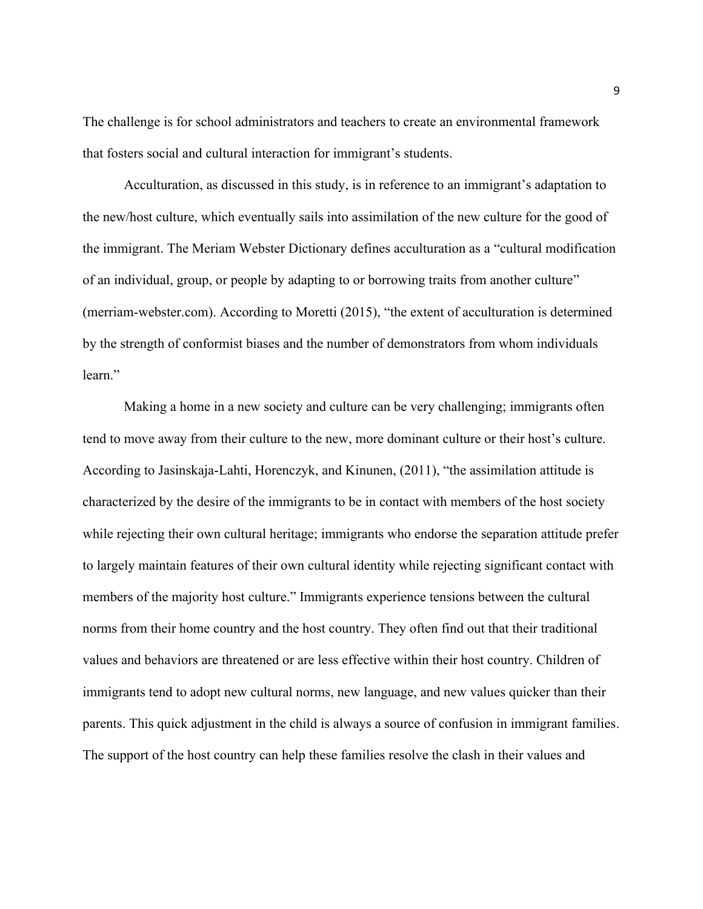The challenge is for school administrators and teachers to create an environmental framework that fosters social and cultural interaction for immigrant's students.

Acculturation, as discussed in this study, is in reference to an immigrant's adaptation to the new/host culture, which eventually sails into assimilation of the new culture for the good of the immigrant. The Meriam Webster Dictionary defines acculturation as a "cultural modification of an individual, group, or people by adapting to or borrowing traits from another culture" (merriam-webster.com). According to Moretti (2015), "the extent of acculturation is determined by the strength of conformist biases and the number of demonstrators from whom individuals learn."

Making a home in a new society and culture can be very challenging; immigrants often tend to move away from their culture to the new, more dominant culture or their host's culture. According to Jasinskaja-Lahti, Horenczyk, and Kinunen, (2011), "the assimilation attitude is characterized by the desire of the immigrants to be in contact with members of the host society while rejecting their own cultural heritage; immigrants who endorse the separation attitude prefer to largely maintain features of their own cultural identity while rejecting significant contact with members of the majority host culture." Immigrants experience tensions between the cultural norms from their home country and the host country. They often find out that their traditional values and behaviors are threatened or are less effective within their host country. Children of immigrants tend to adopt new cultural norms, new language, and new values quicker than their parents. This quick adjustment in the child is always a source of confusion in immigrant families. The support of the host country can help these families resolve the clash in their values and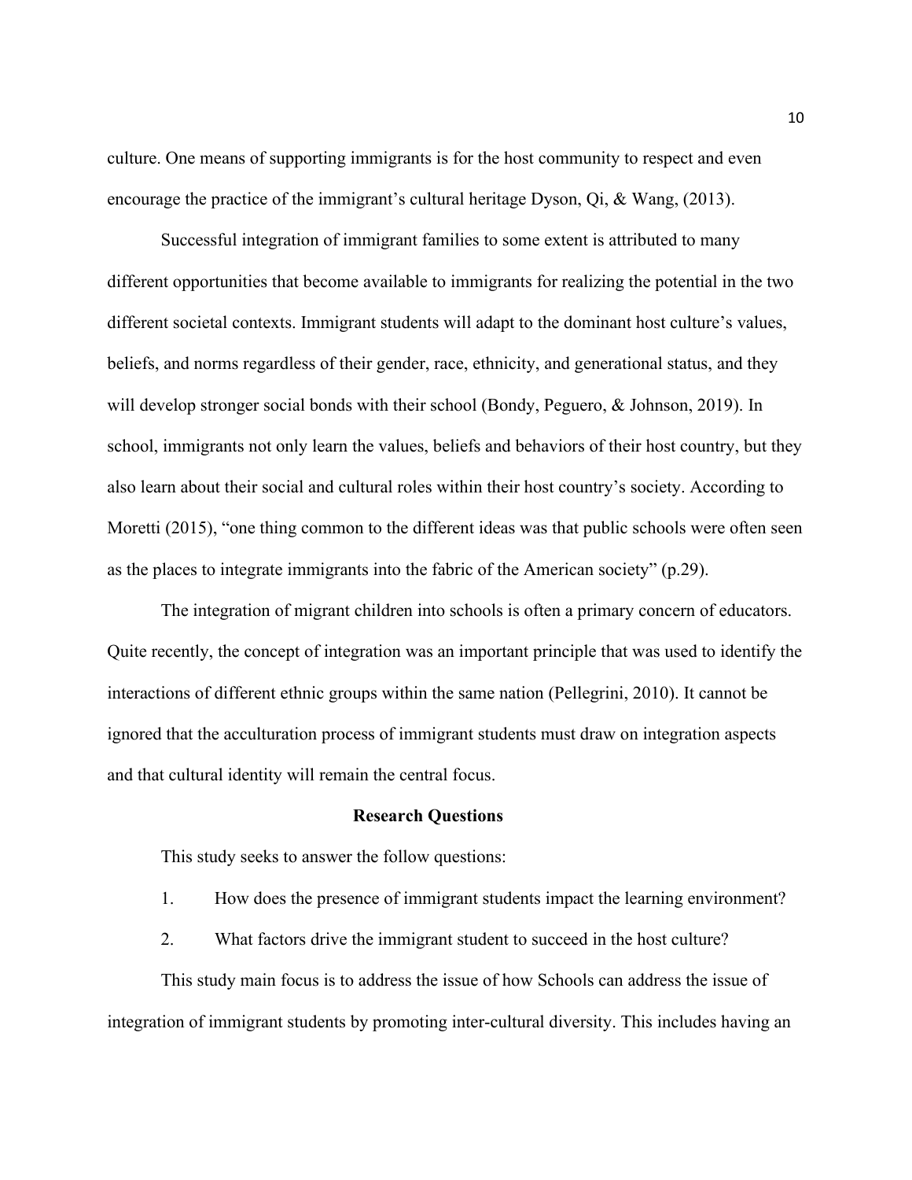culture. One means of supporting immigrants is for the host community to respect and even encourage the practice of the immigrant's cultural heritage Dyson, Qi, & Wang, (2013).

Successful integration of immigrant families to some extent is attributed to many different opportunities that become available to immigrants for realizing the potential in the two different societal contexts. Immigrant students will adapt to the dominant host culture's values, beliefs, and norms regardless of their gender, race, ethnicity, and generational status, and they will develop stronger social bonds with their school (Bondy, Peguero, & Johnson, 2019). In school, immigrants not only learn the values, beliefs and behaviors of their host country, but they also learn about their social and cultural roles within their host country's society. According to Moretti (2015), "one thing common to the different ideas was that public schools were often seen as the places to integrate immigrants into the fabric of the American society" (p.29).

The integration of migrant children into schools is often a primary concern of educators. Quite recently, the concept of integration was an important principle that was used to identify the interactions of different ethnic groups within the same nation (Pellegrini, 2010). It cannot be ignored that the acculturation process of immigrant students must draw on integration aspects and that cultural identity will remain the central focus.

## Research Questions

This study seeks to answer the follow questions:

1. How does the presence of immigrant students impact the learning environment?
2. What factors drive the immigrant student to succeed in the host culture?

This study main focus is to address the issue of how Schools can address the issue of integration of immigrant students by promoting inter-cultural diversity. This includes having an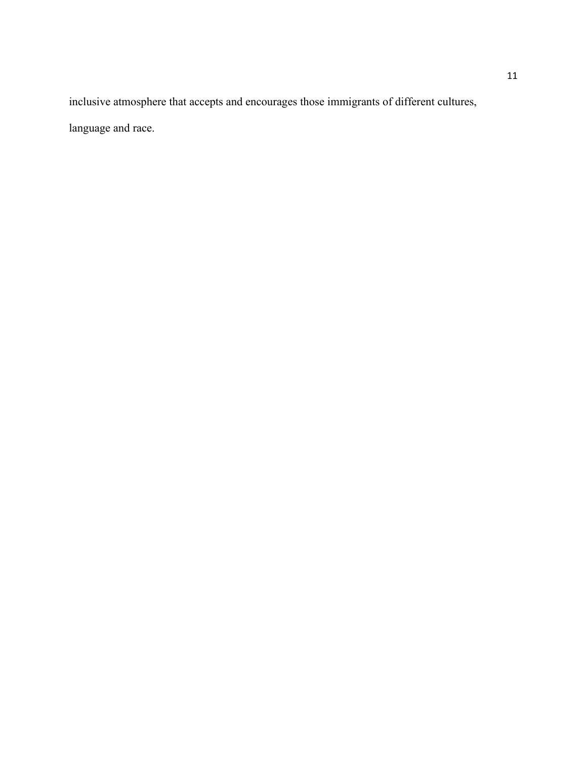inclusive atmosphere that accepts and encourages those immigrants of different cultures, language and race.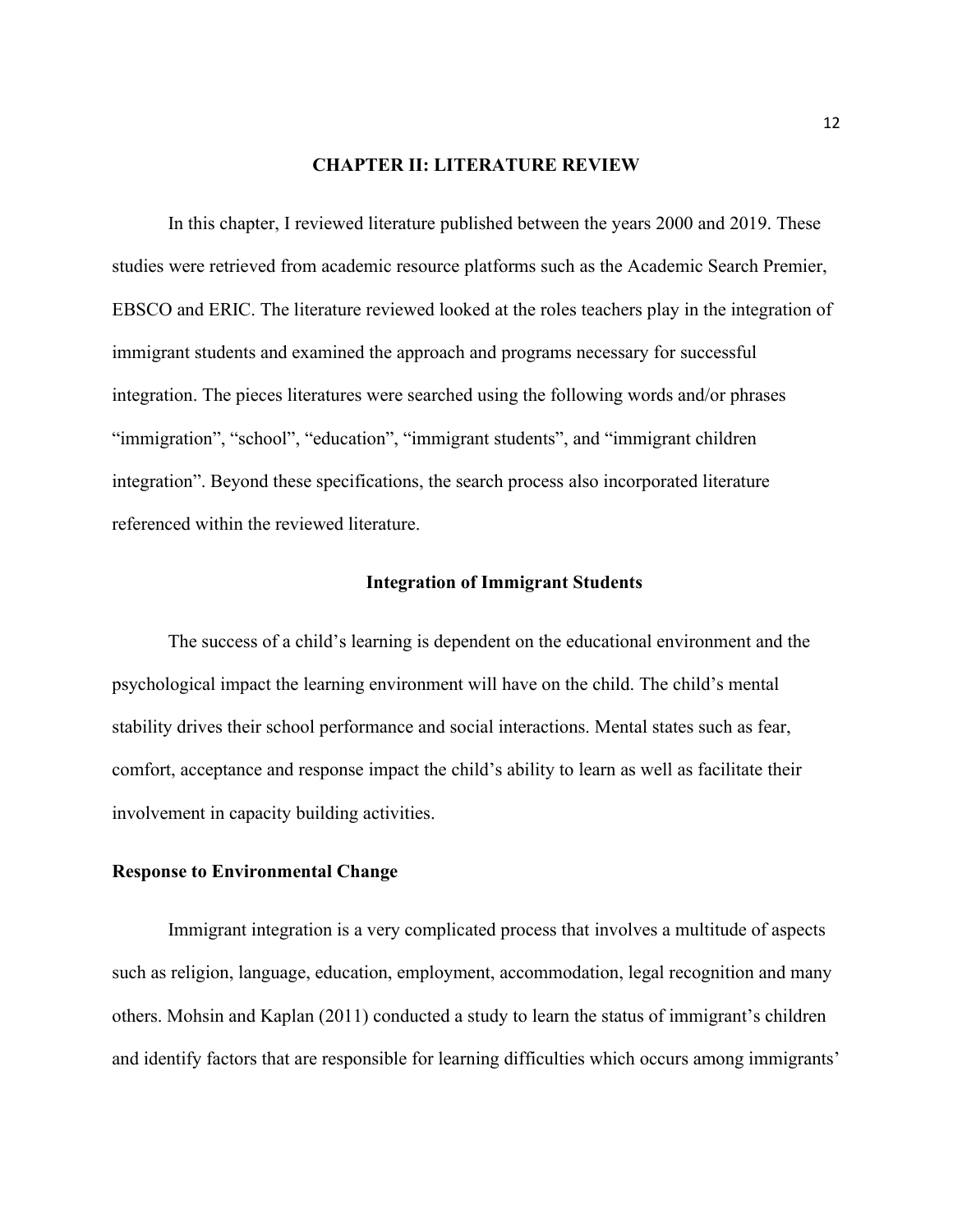# CHAPTER II: LITERATURE REVIEW

In this chapter, I reviewed literature published between the years 2000 and 2019. These studies were retrieved from academic resource platforms such as the Academic Search Premier, EBSCO and ERIC. The literature reviewed looked at the roles teachers play in the integration of immigrant students and examined the approach and programs necessary for successful integration. The pieces literatures were searched using the following words and/or phrases "immigration", "school", "education", "immigrant students", and "immigrant children integration". Beyond these specifications, the search process also incorporated literature referenced within the reviewed literature.

## Integration of Immigrant Students

The success of a child's learning is dependent on the educational environment and the psychological impact the learning environment will have on the child. The child's mental stability drives their school performance and social interactions. Mental states such as fear, comfort, acceptance and response impact the child's ability to learn as well as facilitate their involvement in capacity building activities.

### Response to Environmental Change

Immigrant integration is a very complicated process that involves a multitude of aspects such as religion, language, education, employment, accommodation, legal recognition and many others. Mohsin and Kaplan (2011) conducted a study to learn the status of immigrant's children and identify factors that are responsible for learning difficulties which occurs among immigrants'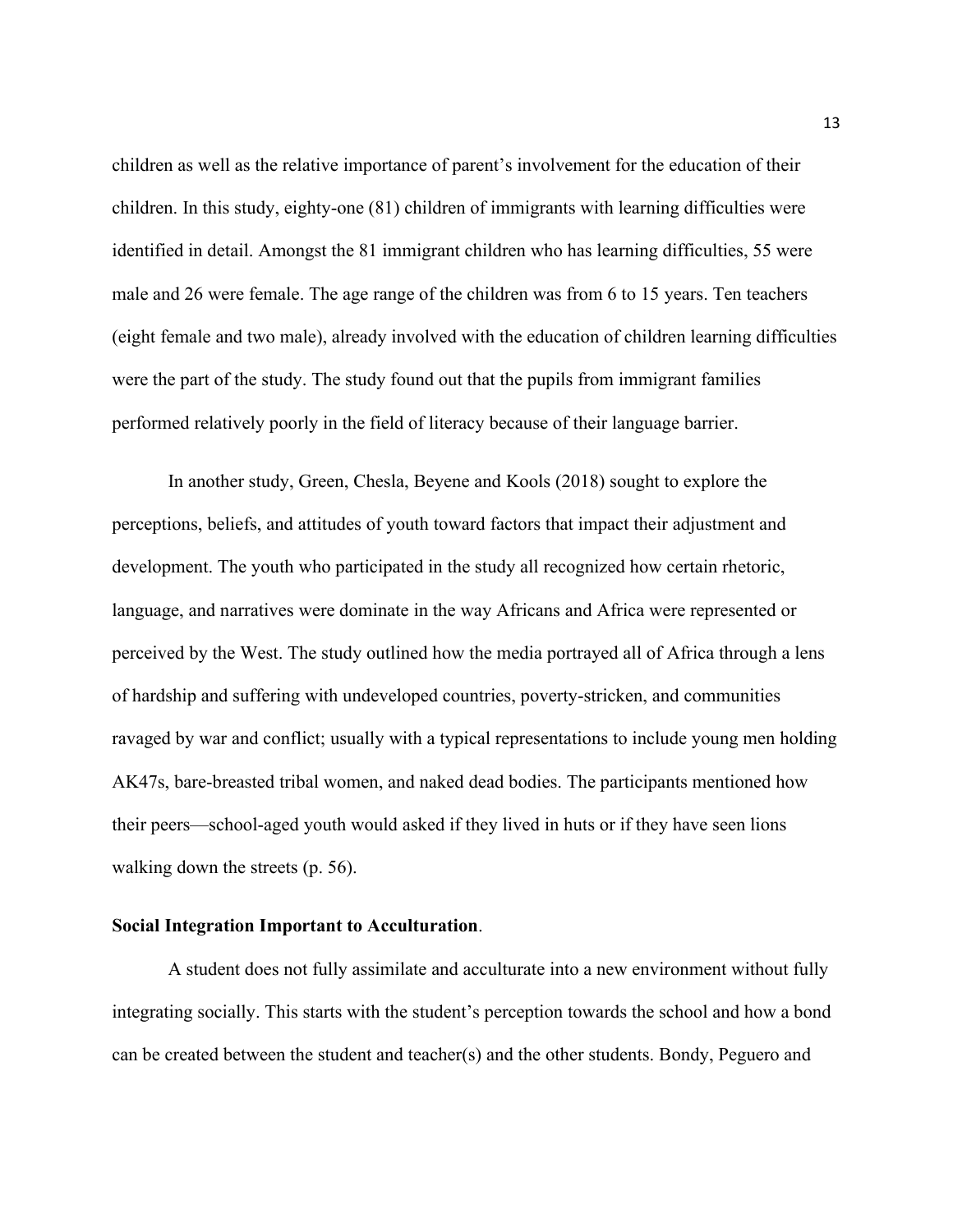children as well as the relative importance of parent's involvement for the education of their children. In this study, eighty-one (81) children of immigrants with learning difficulties were identified in detail. Amongst the 81 immigrant children who has learning difficulties, 55 were male and 26 were female. The age range of the children was from 6 to 15 years. Ten teachers (eight female and two male), already involved with the education of children learning difficulties were the part of the study. The study found out that the pupils from immigrant families performed relatively poorly in the field of literacy because of their language barrier.

In another study, Green, Chesla, Beyene and Kools (2018) sought to explore the perceptions, beliefs, and attitudes of youth toward factors that impact their adjustment and development. The youth who participated in the study all recognized how certain rhetoric, language, and narratives were dominate in the way Africans and Africa were represented or perceived by the West. The study outlined how the media portrayed all of Africa through a lens of hardship and suffering with undeveloped countries, poverty-stricken, and communities ravaged by war and conflict; usually with a typical representations to include young men holding AK47s, bare-breasted tribal women, and naked dead bodies. The participants mentioned how their peers—school-aged youth would asked if they lived in huts or if they have seen lions walking down the streets (p. 56).

**Social Integration Important to Acculturation**.

A student does not fully assimilate and acculturate into a new environment without fully integrating socially. This starts with the student's perception towards the school and how a bond can be created between the student and teacher(s) and the other students. Bondy, Peguero and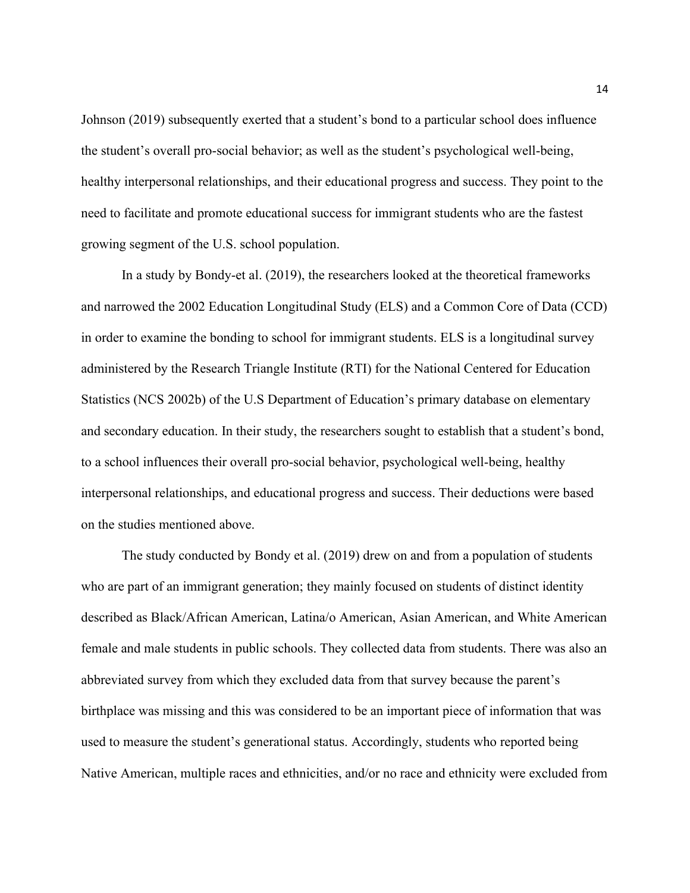Johnson (2019) subsequently exerted that a student's bond to a particular school does influence the student's overall pro-social behavior; as well as the student's psychological well-being, healthy interpersonal relationships, and their educational progress and success. They point to the need to facilitate and promote educational success for immigrant students who are the fastest growing segment of the U.S. school population.

In a study by Bondy-et al. (2019), the researchers looked at the theoretical frameworks and narrowed the 2002 Education Longitudinal Study (ELS) and a Common Core of Data (CCD) in order to examine the bonding to school for immigrant students. ELS is a longitudinal survey administered by the Research Triangle Institute (RTI) for the National Centered for Education Statistics (NCS 2002b) of the U.S Department of Education's primary database on elementary and secondary education. In their study, the researchers sought to establish that a student's bond, to a school influences their overall pro-social behavior, psychological well-being, healthy interpersonal relationships, and educational progress and success. Their deductions were based on the studies mentioned above.

The study conducted by Bondy et al. (2019) drew on and from a population of students who are part of an immigrant generation; they mainly focused on students of distinct identity described as Black/African American, Latina/o American, Asian American, and White American female and male students in public schools. They collected data from students. There was also an abbreviated survey from which they excluded data from that survey because the parent's birthplace was missing and this was considered to be an important piece of information that was used to measure the student's generational status. Accordingly, students who reported being Native American, multiple races and ethnicities, and/or no race and ethnicity were excluded from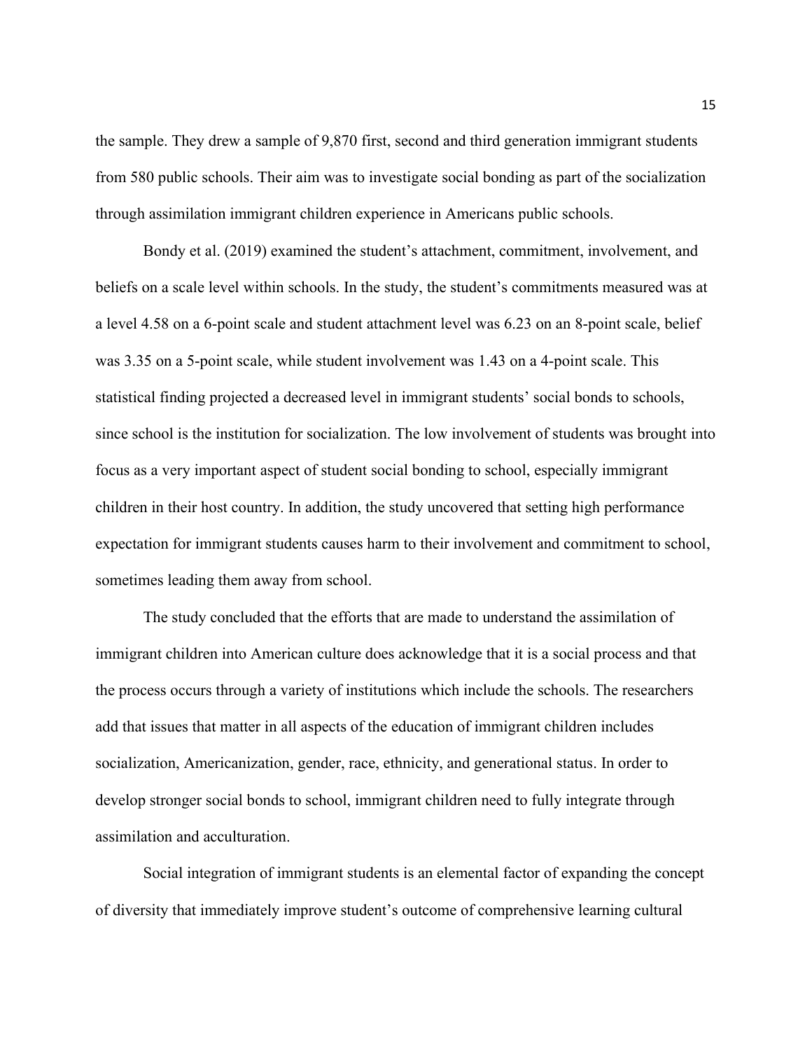the sample. They drew a sample of 9,870 first, second and third generation immigrant students from 580 public schools. Their aim was to investigate social bonding as part of the socialization through assimilation immigrant children experience in Americans public schools.

Bondy et al. (2019) examined the student's attachment, commitment, involvement, and beliefs on a scale level within schools. In the study, the student's commitments measured was at a level 4.58 on a 6-point scale and student attachment level was 6.23 on an 8-point scale, belief was 3.35 on a 5-point scale, while student involvement was 1.43 on a 4-point scale. This statistical finding projected a decreased level in immigrant students' social bonds to schools, since school is the institution for socialization. The low involvement of students was brought into focus as a very important aspect of student social bonding to school, especially immigrant children in their host country. In addition, the study uncovered that setting high performance expectation for immigrant students causes harm to their involvement and commitment to school, sometimes leading them away from school.

The study concluded that the efforts that are made to understand the assimilation of immigrant children into American culture does acknowledge that it is a social process and that the process occurs through a variety of institutions which include the schools. The researchers add that issues that matter in all aspects of the education of immigrant children includes socialization, Americanization, gender, race, ethnicity, and generational status. In order to develop stronger social bonds to school, immigrant children need to fully integrate through assimilation and acculturation.

Social integration of immigrant students is an elemental factor of expanding the concept of diversity that immediately improve student's outcome of comprehensive learning cultural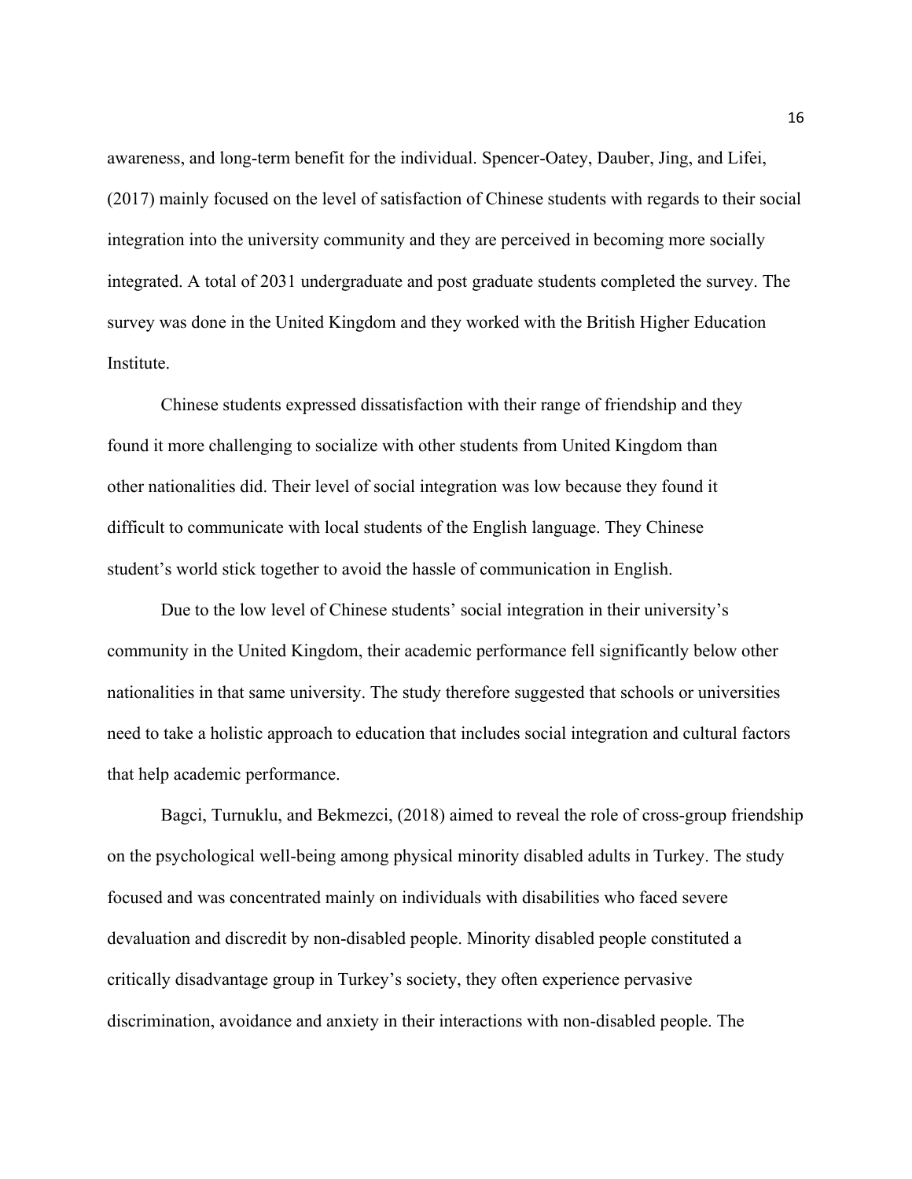awareness, and long-term benefit for the individual. Spencer-Oatey, Dauber, Jing, and Lifei, (2017) mainly focused on the level of satisfaction of Chinese students with regards to their social integration into the university community and they are perceived in becoming more socially integrated. A total of 2031 undergraduate and post graduate students completed the survey. The survey was done in the United Kingdom and they worked with the British Higher Education Institute.

Chinese students expressed dissatisfaction with their range of friendship and they found it more challenging to socialize with other students from United Kingdom than other nationalities did. Their level of social integration was low because they found it difficult to communicate with local students of the English language. They Chinese student's world stick together to avoid the hassle of communication in English.

Due to the low level of Chinese students' social integration in their university's community in the United Kingdom, their academic performance fell significantly below other nationalities in that same university. The study therefore suggested that schools or universities need to take a holistic approach to education that includes social integration and cultural factors that help academic performance.

Bagci, Turnuklu, and Bekmezci, (2018) aimed to reveal the role of cross-group friendship on the psychological well-being among physical minority disabled adults in Turkey. The study focused and was concentrated mainly on individuals with disabilities who faced severe devaluation and discredit by non-disabled people. Minority disabled people constituted a critically disadvantage group in Turkey's society, they often experience pervasive discrimination, avoidance and anxiety in their interactions with non-disabled people. The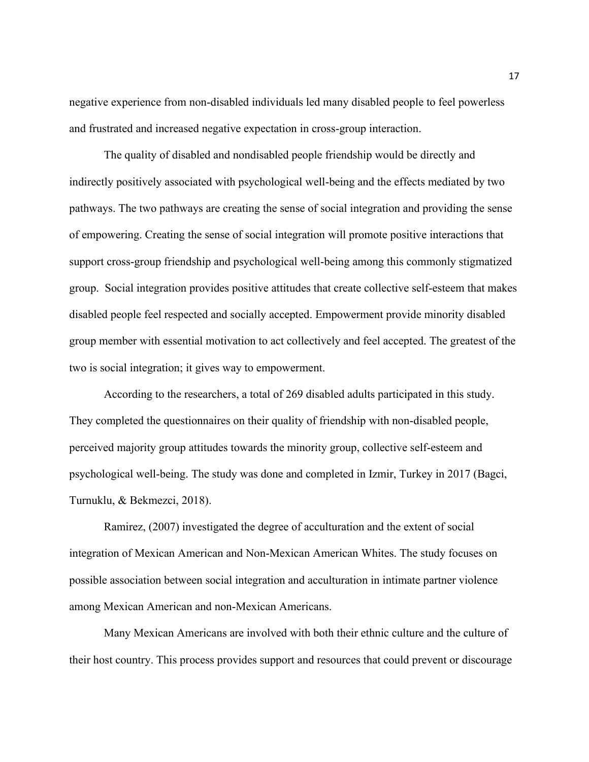negative experience from non-disabled individuals led many disabled people to feel powerless and frustrated and increased negative expectation in cross-group interaction.

The quality of disabled and nondisabled people friendship would be directly and indirectly positively associated with psychological well-being and the effects mediated by two pathways. The two pathways are creating the sense of social integration and providing the sense of empowering. Creating the sense of social integration will promote positive interactions that support cross-group friendship and psychological well-being among this commonly stigmatized group. Social integration provides positive attitudes that create collective self-esteem that makes disabled people feel respected and socially accepted. Empowerment provide minority disabled group member with essential motivation to act collectively and feel accepted. The greatest of the two is social integration; it gives way to empowerment.

According to the researchers, a total of 269 disabled adults participated in this study. They completed the questionnaires on their quality of friendship with non-disabled people, perceived majority group attitudes towards the minority group, collective self-esteem and psychological well-being. The study was done and completed in Izmir, Turkey in 2017 (Bagci, Turnuklu, & Bekmezci, 2018).

Ramirez, (2007) investigated the degree of acculturation and the extent of social integration of Mexican American and Non-Mexican American Whites. The study focuses on possible association between social integration and acculturation in intimate partner violence among Mexican American and non-Mexican Americans.

Many Mexican Americans are involved with both their ethnic culture and the culture of their host country. This process provides support and resources that could prevent or discourage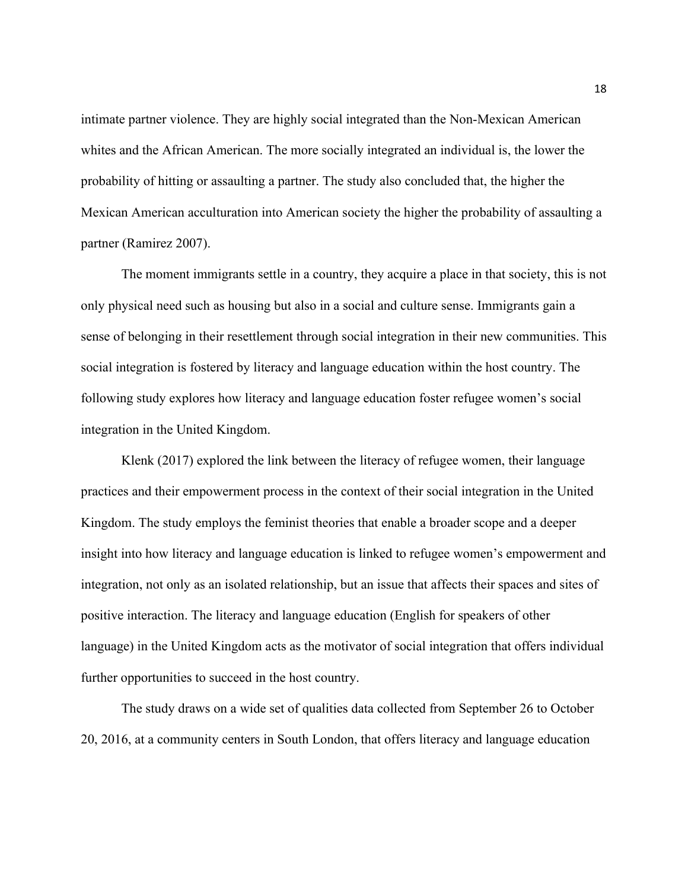intimate partner violence. They are highly social integrated than the Non-Mexican American whites and the African American. The more socially integrated an individual is, the lower the probability of hitting or assaulting a partner. The study also concluded that, the higher the Mexican American acculturation into American society the higher the probability of assaulting a partner (Ramirez 2007).

The moment immigrants settle in a country, they acquire a place in that society, this is not only physical need such as housing but also in a social and culture sense. Immigrants gain a sense of belonging in their resettlement through social integration in their new communities. This social integration is fostered by literacy and language education within the host country. The following study explores how literacy and language education foster refugee women's social integration in the United Kingdom.

Klenk (2017) explored the link between the literacy of refugee women, their language practices and their empowerment process in the context of their social integration in the United Kingdom. The study employs the feminist theories that enable a broader scope and a deeper insight into how literacy and language education is linked to refugee women's empowerment and integration, not only as an isolated relationship, but an issue that affects their spaces and sites of positive interaction. The literacy and language education (English for speakers of other language) in the United Kingdom acts as the motivator of social integration that offers individual further opportunities to succeed in the host country.

The study draws on a wide set of qualities data collected from September 26 to October 20, 2016, at a community centers in South London, that offers literacy and language education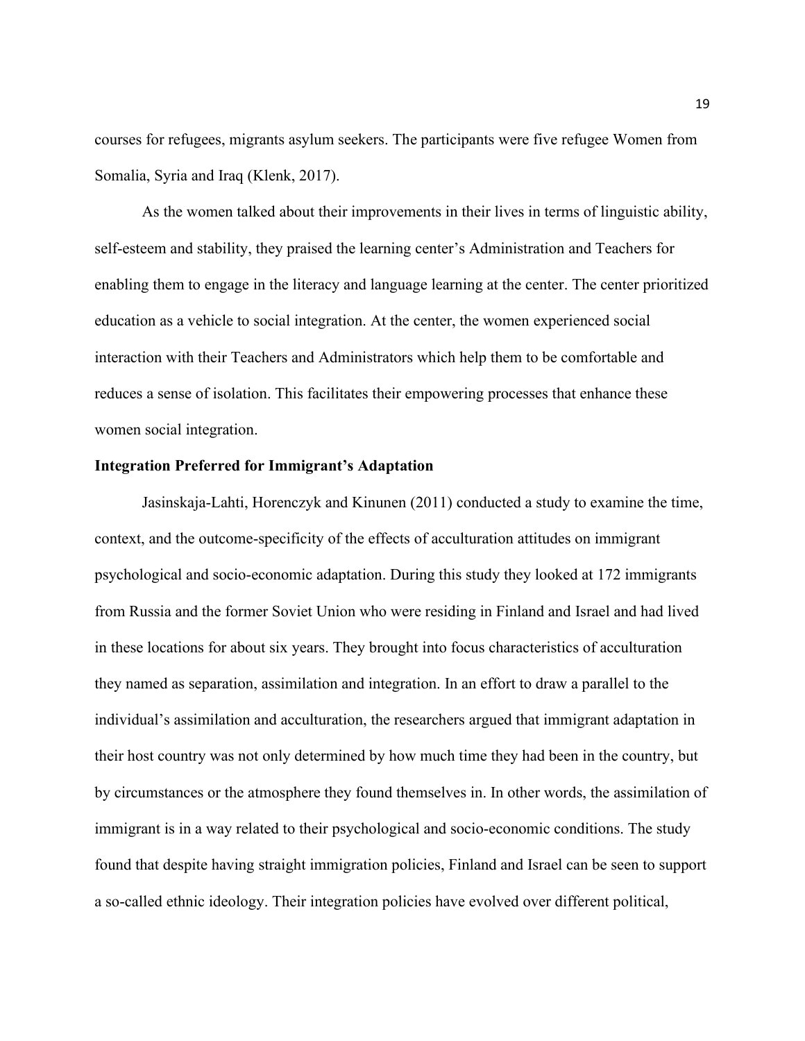courses for refugees, migrants asylum seekers. The participants were five refugee Women from Somalia, Syria and Iraq (Klenk, 2017).

As the women talked about their improvements in their lives in terms of linguistic ability, self-esteem and stability, they praised the learning center's Administration and Teachers for enabling them to engage in the literacy and language learning at the center. The center prioritized education as a vehicle to social integration. At the center, the women experienced social interaction with their Teachers and Administrators which help them to be comfortable and reduces a sense of isolation. This facilitates their empowering processes that enhance these women social integration.

**Integration Preferred for Immigrant's Adaptation**

Jasinskaja-Lahti, Horenczyk and Kinunen (2011) conducted a study to examine the time, context, and the outcome-specificity of the effects of acculturation attitudes on immigrant psychological and socio-economic adaptation. During this study they looked at 172 immigrants from Russia and the former Soviet Union who were residing in Finland and Israel and had lived in these locations for about six years. They brought into focus characteristics of acculturation they named as separation, assimilation and integration. In an effort to draw a parallel to the individual's assimilation and acculturation, the researchers argued that immigrant adaptation in their host country was not only determined by how much time they had been in the country, but by circumstances or the atmosphere they found themselves in. In other words, the assimilation of immigrant is in a way related to their psychological and socio-economic conditions. The study found that despite having straight immigration policies, Finland and Israel can be seen to support a so-called ethnic ideology. Their integration policies have evolved over different political,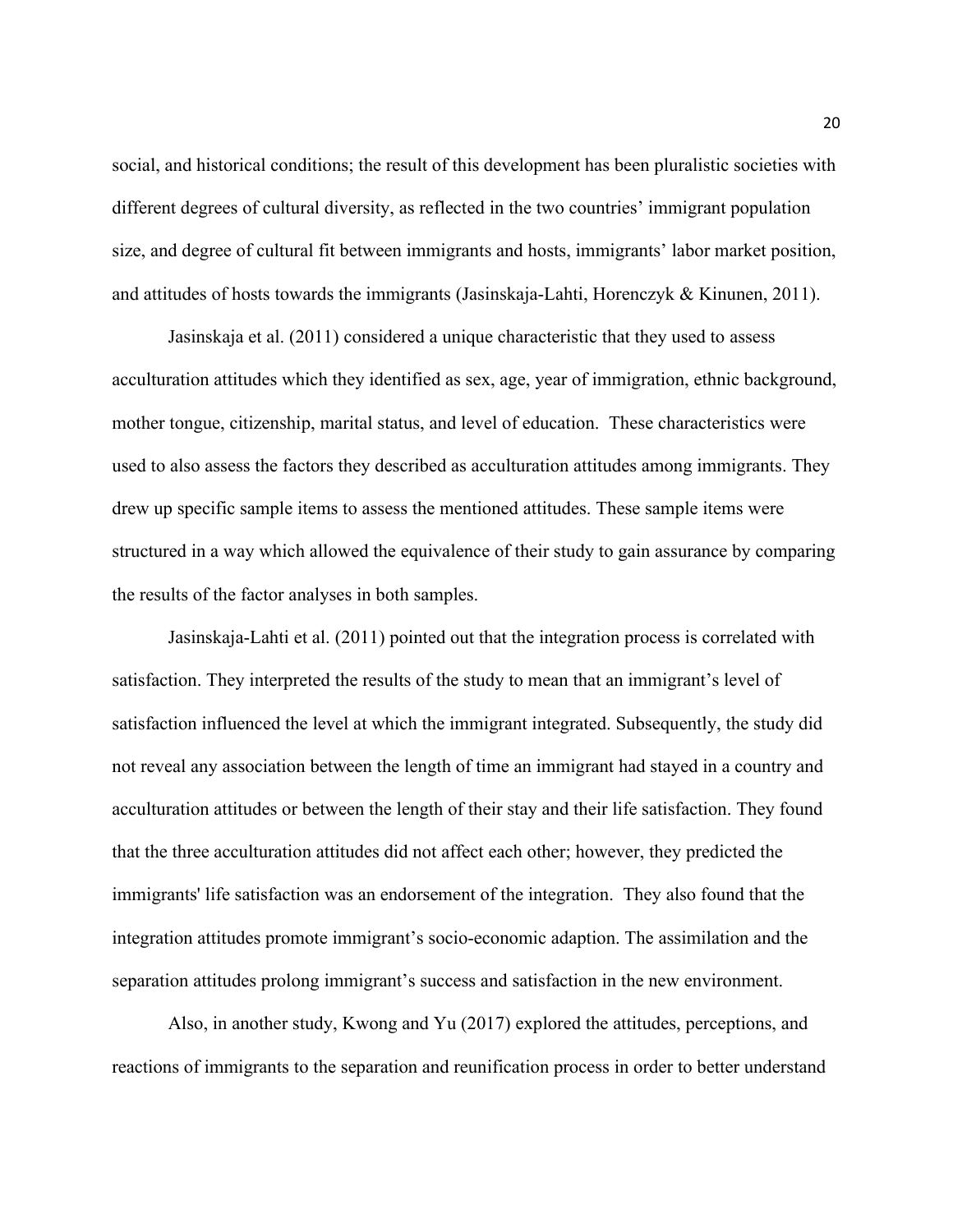social, and historical conditions; the result of this development has been pluralistic societies with different degrees of cultural diversity, as reflected in the two countries' immigrant population size, and degree of cultural fit between immigrants and hosts, immigrants' labor market position, and attitudes of hosts towards the immigrants (Jasinskaja-Lahti, Horenczyk & Kinunen, 2011).

Jasinskaja et al. (2011) considered a unique characteristic that they used to assess acculturation attitudes which they identified as sex, age, year of immigration, ethnic background, mother tongue, citizenship, marital status, and level of education. These characteristics were used to also assess the factors they described as acculturation attitudes among immigrants. They drew up specific sample items to assess the mentioned attitudes. These sample items were structured in a way which allowed the equivalence of their study to gain assurance by comparing the results of the factor analyses in both samples.

Jasinskaja-Lahti et al. (2011) pointed out that the integration process is correlated with satisfaction. They interpreted the results of the study to mean that an immigrant's level of satisfaction influenced the level at which the immigrant integrated. Subsequently, the study did not reveal any association between the length of time an immigrant had stayed in a country and acculturation attitudes or between the length of their stay and their life satisfaction. They found that the three acculturation attitudes did not affect each other; however, they predicted the immigrants' life satisfaction was an endorsement of the integration. They also found that the integration attitudes promote immigrant's socio-economic adaption. The assimilation and the separation attitudes prolong immigrant's success and satisfaction in the new environment.

Also, in another study, Kwong and Yu (2017) explored the attitudes, perceptions, and reactions of immigrants to the separation and reunification process in order to better understand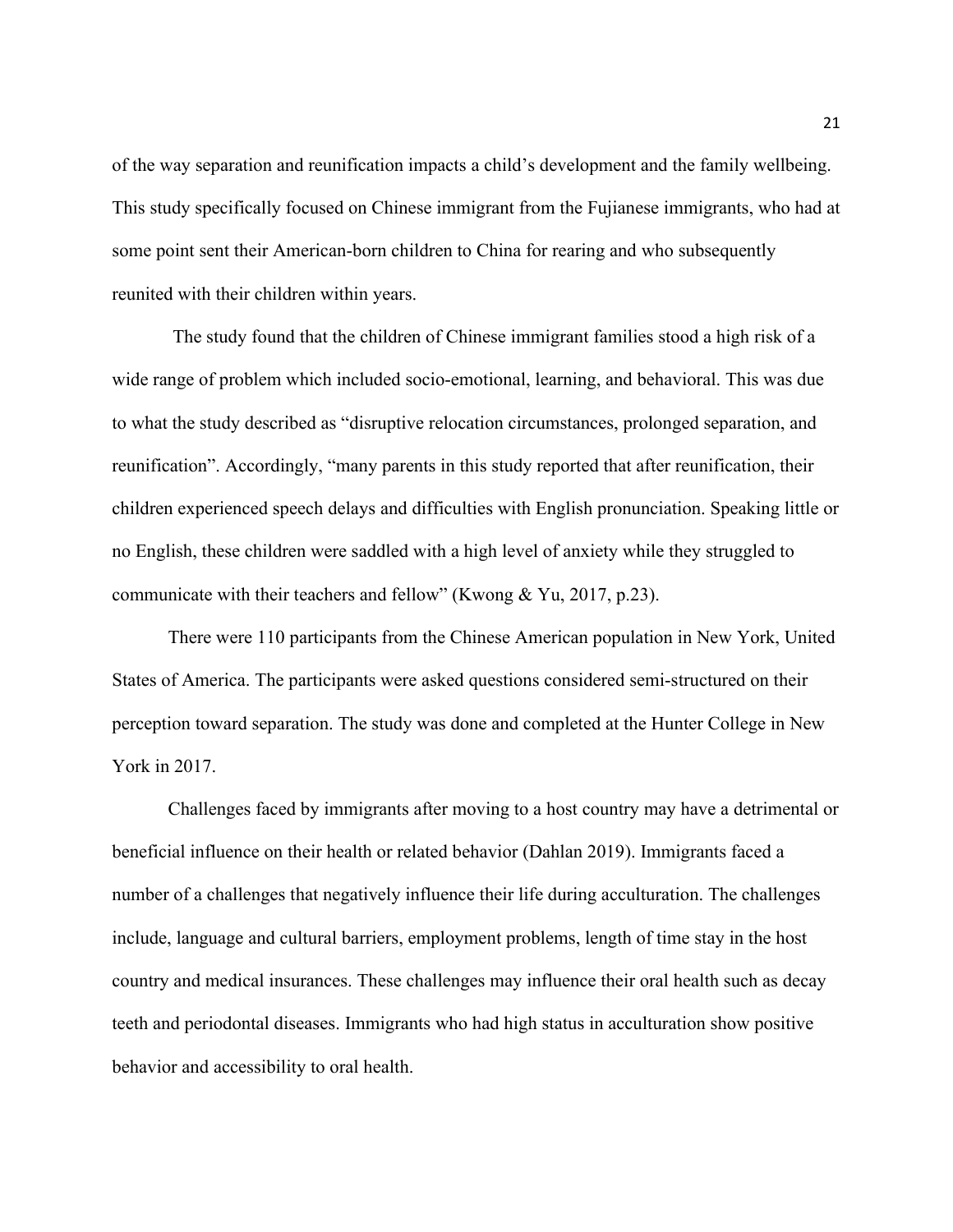of the way separation and reunification impacts a child's development and the family wellbeing. This study specifically focused on Chinese immigrant from the Fujianese immigrants, who had at some point sent their American-born children to China for rearing and who subsequently reunited with their children within years.

The study found that the children of Chinese immigrant families stood a high risk of a wide range of problem which included socio-emotional, learning, and behavioral. This was due to what the study described as "disruptive relocation circumstances, prolonged separation, and reunification". Accordingly, "many parents in this study reported that after reunification, their children experienced speech delays and difficulties with English pronunciation. Speaking little or no English, these children were saddled with a high level of anxiety while they struggled to communicate with their teachers and fellow" (Kwong & Yu, 2017, p.23).

There were 110 participants from the Chinese American population in New York, United States of America. The participants were asked questions considered semi-structured on their perception toward separation. The study was done and completed at the Hunter College in New York in 2017.

Challenges faced by immigrants after moving to a host country may have a detrimental or beneficial influence on their health or related behavior (Dahlan 2019). Immigrants faced a number of a challenges that negatively influence their life during acculturation. The challenges include, language and cultural barriers, employment problems, length of time stay in the host country and medical insurances. These challenges may influence their oral health such as decay teeth and periodontal diseases. Immigrants who had high status in acculturation show positive behavior and accessibility to oral health.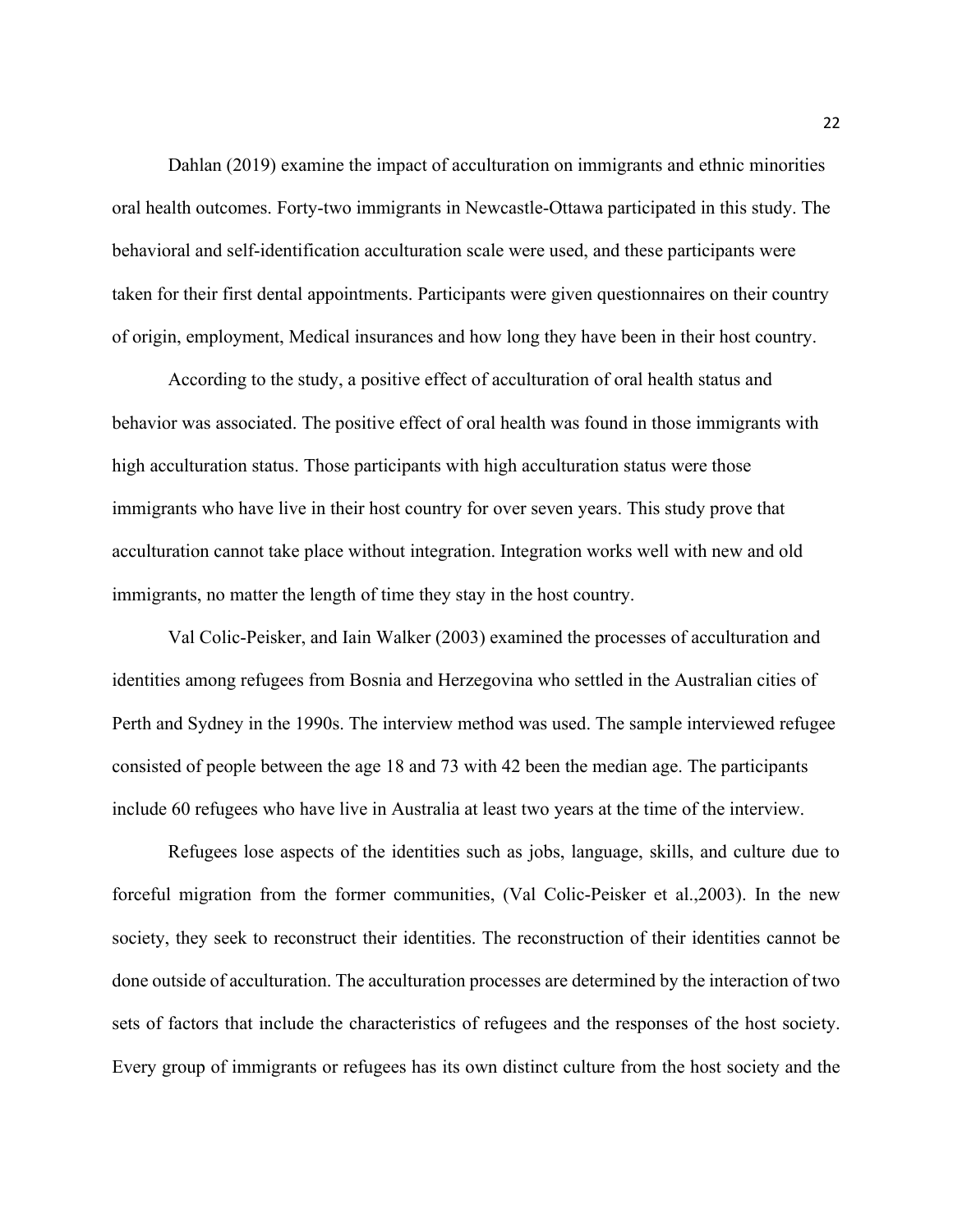Dahlan (2019) examine the impact of acculturation on immigrants and ethnic minorities oral health outcomes. Forty-two immigrants in Newcastle-Ottawa participated in this study. The behavioral and self-identification acculturation scale were used, and these participants were taken for their first dental appointments. Participants were given questionnaires on their country of origin, employment, Medical insurances and how long they have been in their host country.

According to the study, a positive effect of acculturation of oral health status and behavior was associated. The positive effect of oral health was found in those immigrants with high acculturation status. Those participants with high acculturation status were those immigrants who have live in their host country for over seven years. This study prove that acculturation cannot take place without integration. Integration works well with new and old immigrants, no matter the length of time they stay in the host country.

Val Colic-Peisker, and Iain Walker (2003) examined the processes of acculturation and identities among refugees from Bosnia and Herzegovina who settled in the Australian cities of Perth and Sydney in the 1990s. The interview method was used. The sample interviewed refugee consisted of people between the age 18 and 73 with 42 been the median age. The participants include 60 refugees who have live in Australia at least two years at the time of the interview.

Refugees lose aspects of the identities such as jobs, language, skills, and culture due to forceful migration from the former communities, (Val Colic-Peisker et al.,2003). In the new society, they seek to reconstruct their identities. The reconstruction of their identities cannot be done outside of acculturation. The acculturation processes are determined by the interaction of two sets of factors that include the characteristics of refugees and the responses of the host society. Every group of immigrants or refugees has its own distinct culture from the host society and the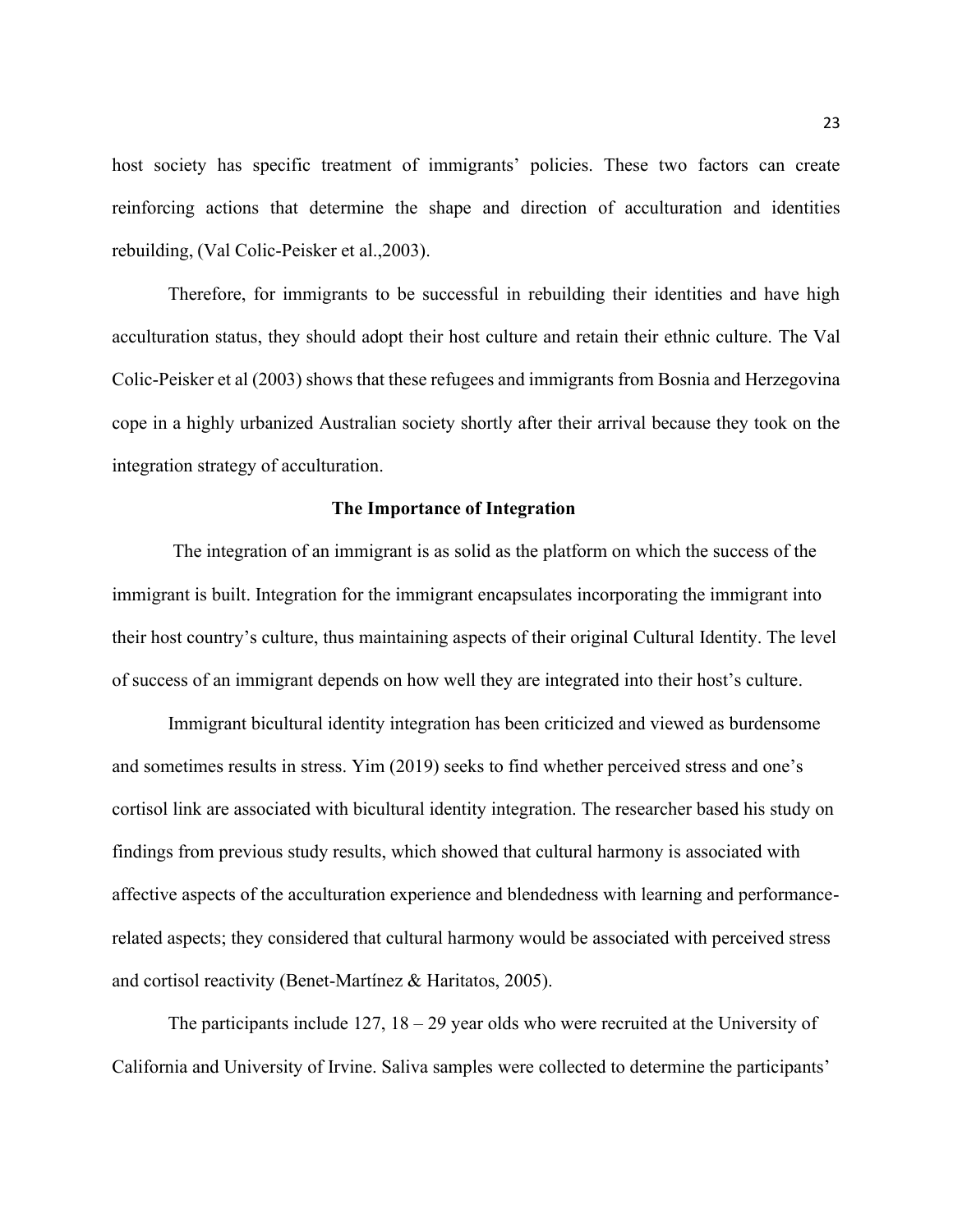host society has specific treatment of immigrants' policies. These two factors can create reinforcing actions that determine the shape and direction of acculturation and identities rebuilding, (Val Colic-Peisker et al.,2003).

Therefore, for immigrants to be successful in rebuilding their identities and have high acculturation status, they should adopt their host culture and retain their ethnic culture. The Val Colic-Peisker et al (2003) shows that these refugees and immigrants from Bosnia and Herzegovina cope in a highly urbanized Australian society shortly after their arrival because they took on the integration strategy of acculturation.

## The Importance of Integration

The integration of an immigrant is as solid as the platform on which the success of the immigrant is built. Integration for the immigrant encapsulates incorporating the immigrant into their host country's culture, thus maintaining aspects of their original Cultural Identity. The level of success of an immigrant depends on how well they are integrated into their host's culture.

Immigrant bicultural identity integration has been criticized and viewed as burdensome and sometimes results in stress. Yim (2019) seeks to find whether perceived stress and one's cortisol link are associated with bicultural identity integration. The researcher based his study on findings from previous study results, which showed that cultural harmony is associated with affective aspects of the acculturation experience and blendedness with learning and performance-related aspects; they considered that cultural harmony would be associated with perceived stress and cortisol reactivity (Benet-Martínez & Haritatos, 2005).

The participants include 127, 18 – 29 year olds who were recruited at the University of California and University of Irvine. Saliva samples were collected to determine the participants'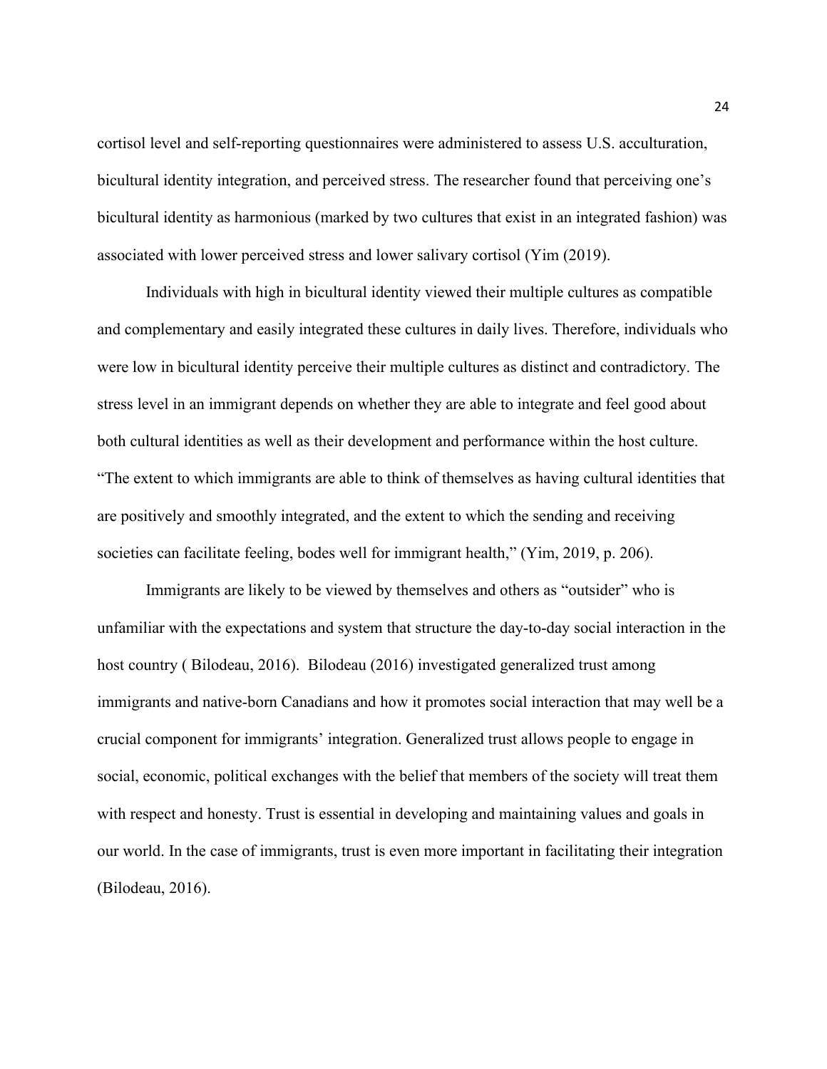cortisol level and self-reporting questionnaires were administered to assess U.S. acculturation, bicultural identity integration, and perceived stress. The researcher found that perceiving one's bicultural identity as harmonious (marked by two cultures that exist in an integrated fashion) was associated with lower perceived stress and lower salivary cortisol (Yim (2019).

Individuals with high in bicultural identity viewed their multiple cultures as compatible and complementary and easily integrated these cultures in daily lives. Therefore, individuals who were low in bicultural identity perceive their multiple cultures as distinct and contradictory. The stress level in an immigrant depends on whether they are able to integrate and feel good about both cultural identities as well as their development and performance within the host culture. "The extent to which immigrants are able to think of themselves as having cultural identities that are positively and smoothly integrated, and the extent to which the sending and receiving societies can facilitate feeling, bodes well for immigrant health," (Yim, 2019, p. 206).

Immigrants are likely to be viewed by themselves and others as "outsider" who is unfamiliar with the expectations and system that structure the day-to-day social interaction in the host country ( Bilodeau, 2016). Bilodeau (2016) investigated generalized trust among immigrants and native-born Canadians and how it promotes social interaction that may well be a crucial component for immigrants' integration. Generalized trust allows people to engage in social, economic, political exchanges with the belief that members of the society will treat them with respect and honesty. Trust is essential in developing and maintaining values and goals in our world. In the case of immigrants, trust is even more important in facilitating their integration (Bilodeau, 2016).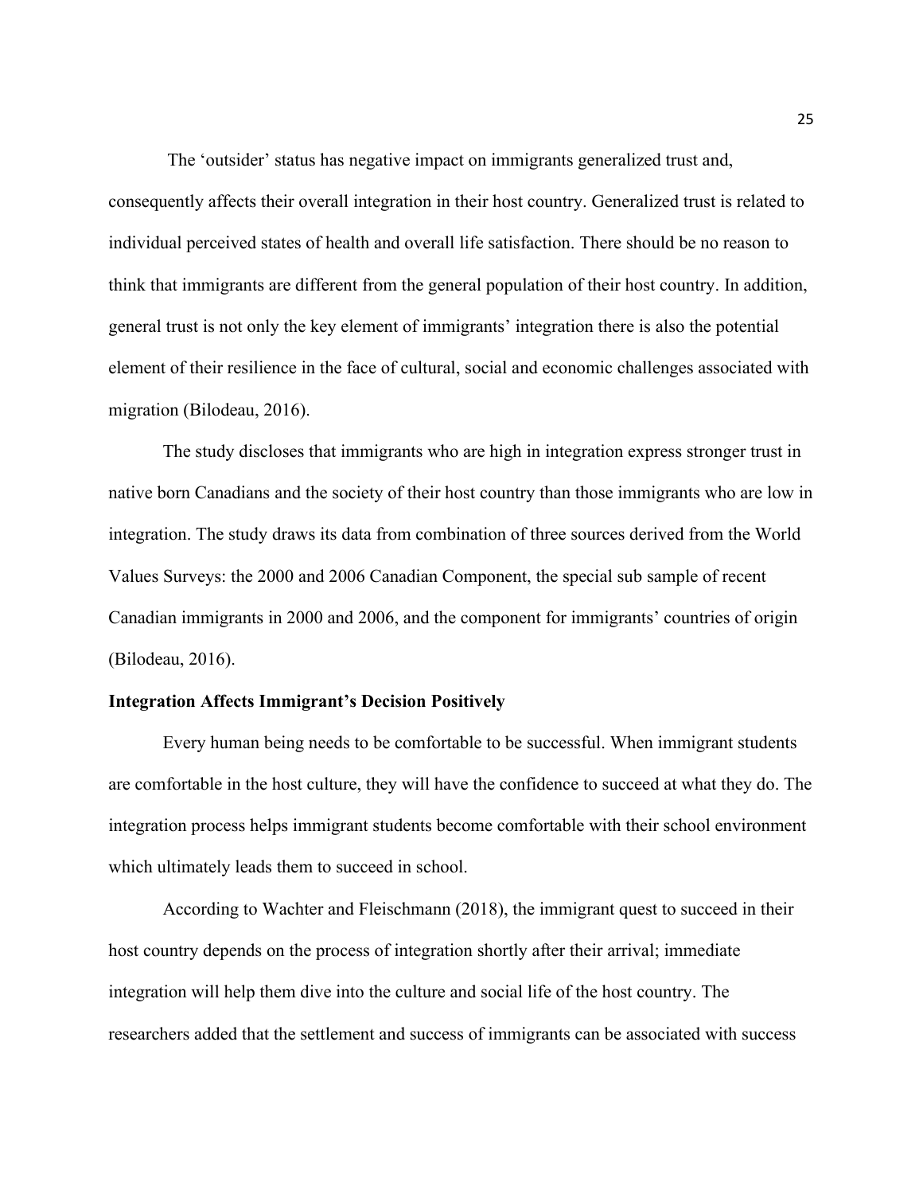The 'outsider' status has negative impact on immigrants generalized trust and, consequently affects their overall integration in their host country. Generalized trust is related to individual perceived states of health and overall life satisfaction. There should be no reason to think that immigrants are different from the general population of their host country. In addition, general trust is not only the key element of immigrants' integration there is also the potential element of their resilience in the face of cultural, social and economic challenges associated with migration (Bilodeau, 2016).

The study discloses that immigrants who are high in integration express stronger trust in native born Canadians and the society of their host country than those immigrants who are low in integration. The study draws its data from combination of three sources derived from the World Values Surveys: the 2000 and 2006 Canadian Component, the special sub sample of recent Canadian immigrants in 2000 and 2006, and the component for immigrants' countries of origin (Bilodeau, 2016).

**Integration Affects Immigrant's Decision Positively**

Every human being needs to be comfortable to be successful. When immigrant students are comfortable in the host culture, they will have the confidence to succeed at what they do. The integration process helps immigrant students become comfortable with their school environment which ultimately leads them to succeed in school.

According to Wachter and Fleischmann (2018), the immigrant quest to succeed in their host country depends on the process of integration shortly after their arrival; immediate integration will help them dive into the culture and social life of the host country. The researchers added that the settlement and success of immigrants can be associated with success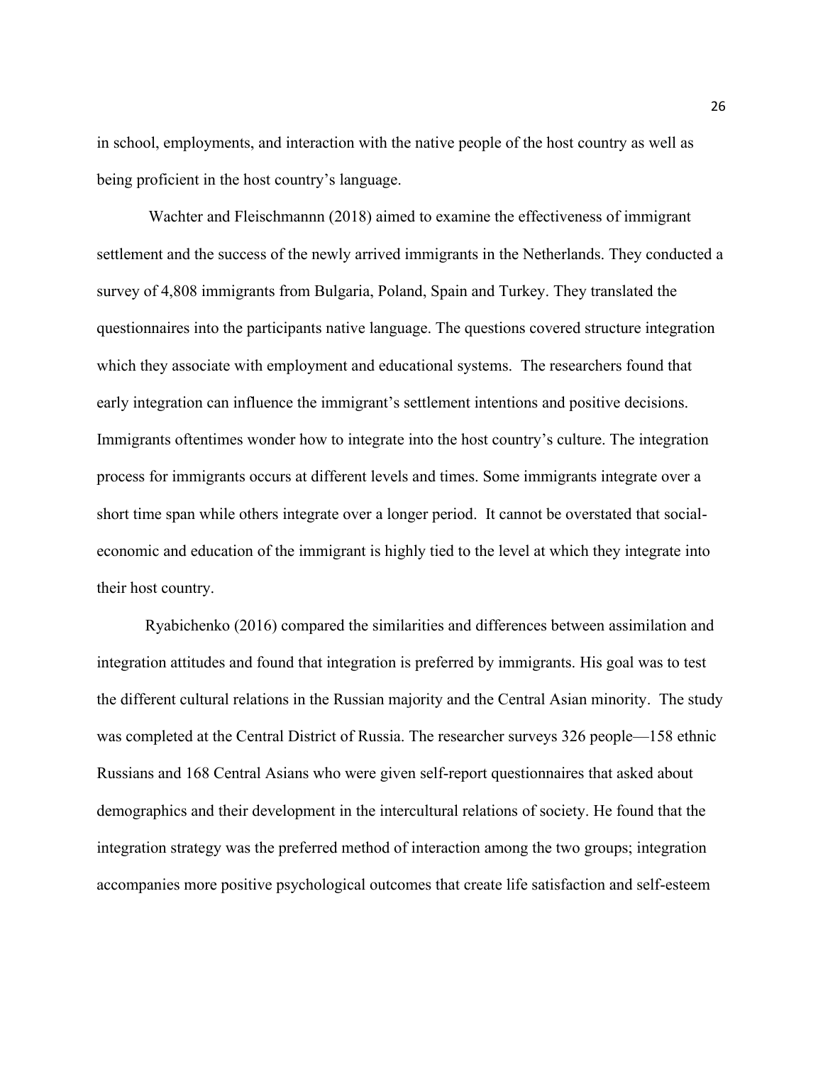in school, employments, and interaction with the native people of the host country as well as being proficient in the host country's language.

Wachter and Fleischmannn (2018) aimed to examine the effectiveness of immigrant settlement and the success of the newly arrived immigrants in the Netherlands. They conducted a survey of 4,808 immigrants from Bulgaria, Poland, Spain and Turkey. They translated the questionnaires into the participants native language. The questions covered structure integration which they associate with employment and educational systems. The researchers found that early integration can influence the immigrant's settlement intentions and positive decisions. Immigrants oftentimes wonder how to integrate into the host country's culture. The integration process for immigrants occurs at different levels and times. Some immigrants integrate over a short time span while others integrate over a longer period. It cannot be overstated that social-economic and education of the immigrant is highly tied to the level at which they integrate into their host country.

Ryabichenko (2016) compared the similarities and differences between assimilation and integration attitudes and found that integration is preferred by immigrants. His goal was to test the different cultural relations in the Russian majority and the Central Asian minority. The study was completed at the Central District of Russia. The researcher surveys 326 people—158 ethnic Russians and 168 Central Asians who were given self-report questionnaires that asked about demographics and their development in the intercultural relations of society. He found that the integration strategy was the preferred method of interaction among the two groups; integration accompanies more positive psychological outcomes that create life satisfaction and self-esteem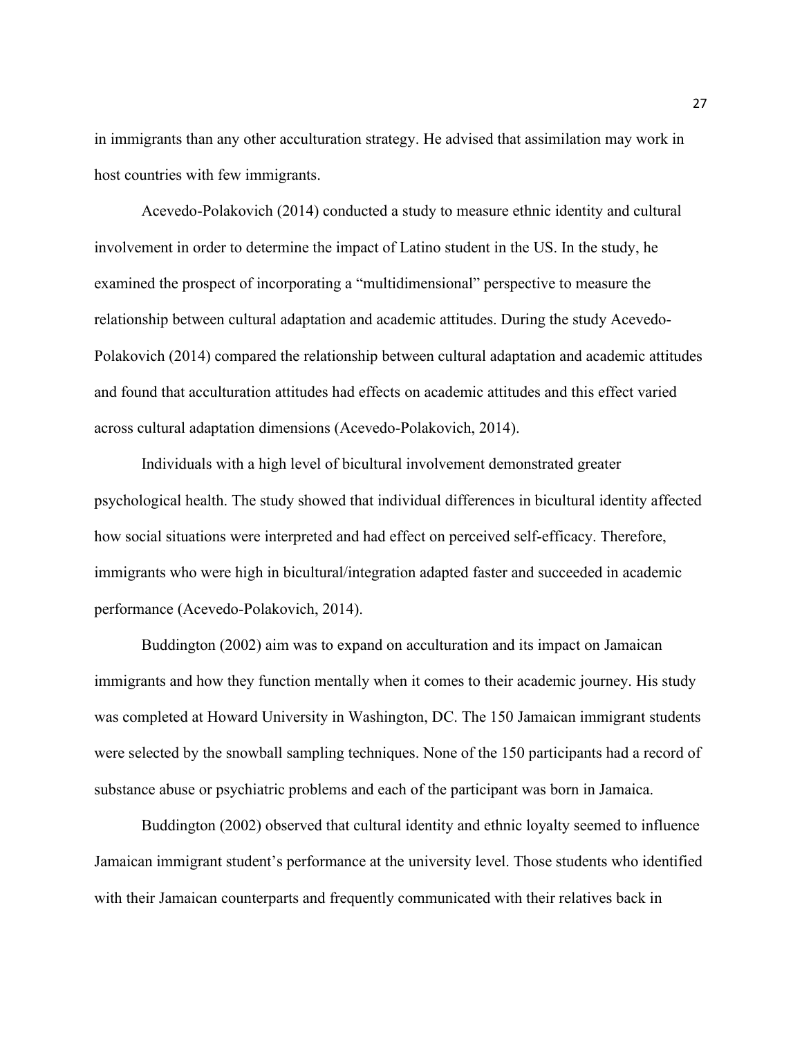in immigrants than any other acculturation strategy. He advised that assimilation may work in host countries with few immigrants.

Acevedo-Polakovich (2014) conducted a study to measure ethnic identity and cultural involvement in order to determine the impact of Latino student in the US. In the study, he examined the prospect of incorporating a "multidimensional" perspective to measure the relationship between cultural adaptation and academic attitudes. During the study Acevedo-Polakovich (2014) compared the relationship between cultural adaptation and academic attitudes and found that acculturation attitudes had effects on academic attitudes and this effect varied across cultural adaptation dimensions (Acevedo-Polakovich, 2014).

Individuals with a high level of bicultural involvement demonstrated greater psychological health. The study showed that individual differences in bicultural identity affected how social situations were interpreted and had effect on perceived self-efficacy. Therefore, immigrants who were high in bicultural/integration adapted faster and succeeded in academic performance (Acevedo-Polakovich, 2014).

Buddington (2002) aim was to expand on acculturation and its impact on Jamaican immigrants and how they function mentally when it comes to their academic journey. His study was completed at Howard University in Washington, DC. The 150 Jamaican immigrant students were selected by the snowball sampling techniques. None of the 150 participants had a record of substance abuse or psychiatric problems and each of the participant was born in Jamaica.

Buddington (2002) observed that cultural identity and ethnic loyalty seemed to influence Jamaican immigrant student's performance at the university level. Those students who identified with their Jamaican counterparts and frequently communicated with their relatives back in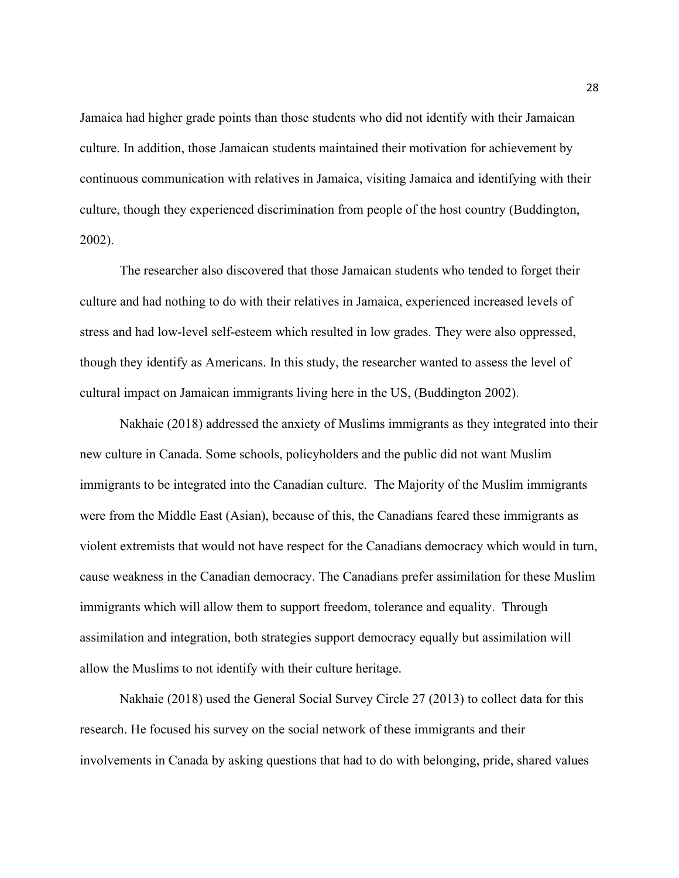Jamaica had higher grade points than those students who did not identify with their Jamaican culture. In addition, those Jamaican students maintained their motivation for achievement by continuous communication with relatives in Jamaica, visiting Jamaica and identifying with their culture, though they experienced discrimination from people of the host country (Buddington, 2002).

The researcher also discovered that those Jamaican students who tended to forget their culture and had nothing to do with their relatives in Jamaica, experienced increased levels of stress and had low-level self-esteem which resulted in low grades. They were also oppressed, though they identify as Americans. In this study, the researcher wanted to assess the level of cultural impact on Jamaican immigrants living here in the US, (Buddington 2002).

Nakhaie (2018) addressed the anxiety of Muslims immigrants as they integrated into their new culture in Canada. Some schools, policyholders and the public did not want Muslim immigrants to be integrated into the Canadian culture. The Majority of the Muslim immigrants were from the Middle East (Asian), because of this, the Canadians feared these immigrants as violent extremists that would not have respect for the Canadians democracy which would in turn, cause weakness in the Canadian democracy. The Canadians prefer assimilation for these Muslim immigrants which will allow them to support freedom, tolerance and equality. Through assimilation and integration, both strategies support democracy equally but assimilation will allow the Muslims to not identify with their culture heritage.

Nakhaie (2018) used the General Social Survey Circle 27 (2013) to collect data for this research. He focused his survey on the social network of these immigrants and their involvements in Canada by asking questions that had to do with belonging, pride, shared values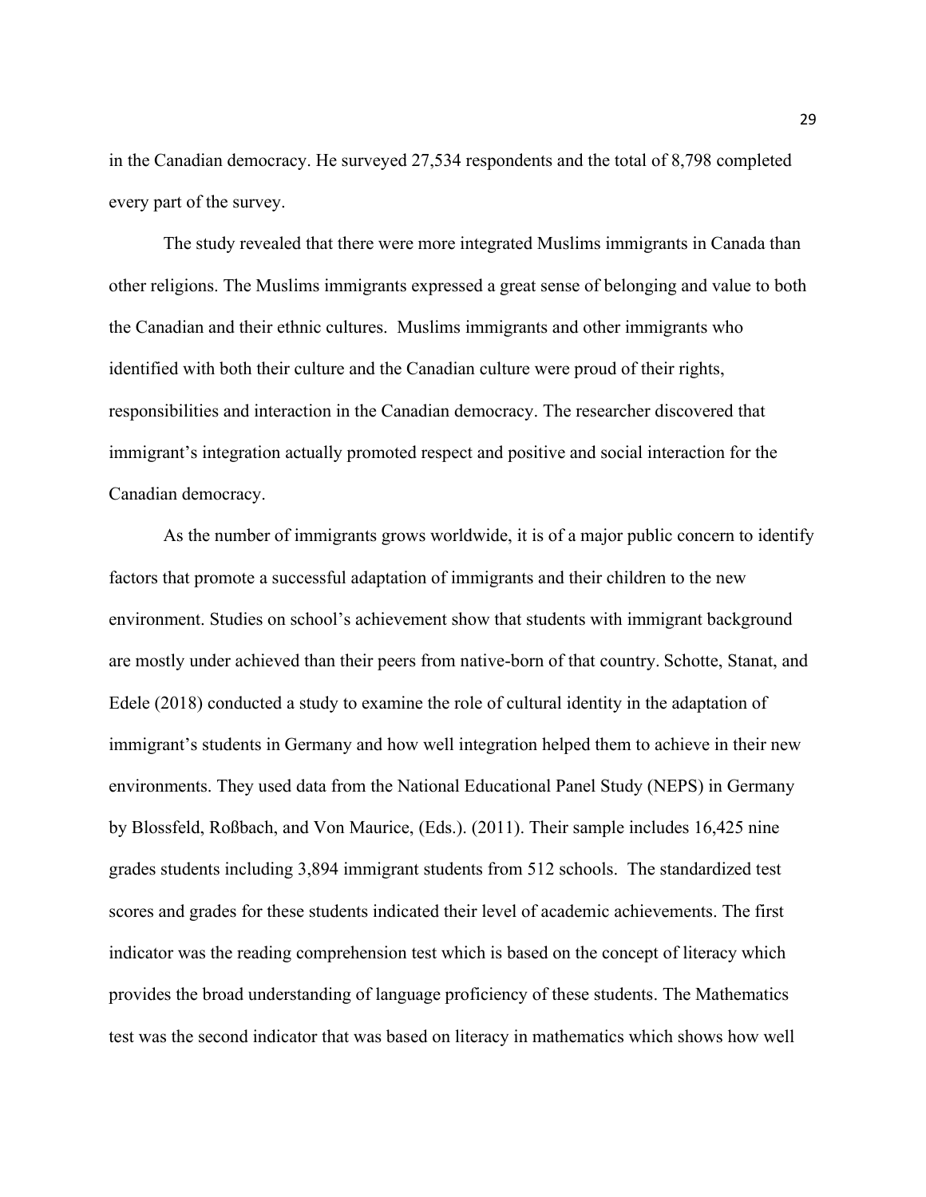in the Canadian democracy. He surveyed 27,534 respondents and the total of 8,798 completed every part of the survey.

The study revealed that there were more integrated Muslims immigrants in Canada than other religions. The Muslims immigrants expressed a great sense of belonging and value to both the Canadian and their ethnic cultures. Muslims immigrants and other immigrants who identified with both their culture and the Canadian culture were proud of their rights, responsibilities and interaction in the Canadian democracy. The researcher discovered that immigrant's integration actually promoted respect and positive and social interaction for the Canadian democracy.

As the number of immigrants grows worldwide, it is of a major public concern to identify factors that promote a successful adaptation of immigrants and their children to the new environment. Studies on school's achievement show that students with immigrant background are mostly under achieved than their peers from native-born of that country. Schotte, Stanat, and Edele (2018) conducted a study to examine the role of cultural identity in the adaptation of immigrant's students in Germany and how well integration helped them to achieve in their new environments. They used data from the National Educational Panel Study (NEPS) in Germany by Blossfeld, Roßbach, and Von Maurice, (Eds.). (2011). Their sample includes 16,425 nine grades students including 3,894 immigrant students from 512 schools. The standardized test scores and grades for these students indicated their level of academic achievements. The first indicator was the reading comprehension test which is based on the concept of literacy which provides the broad understanding of language proficiency of these students. The Mathematics test was the second indicator that was based on literacy in mathematics which shows how well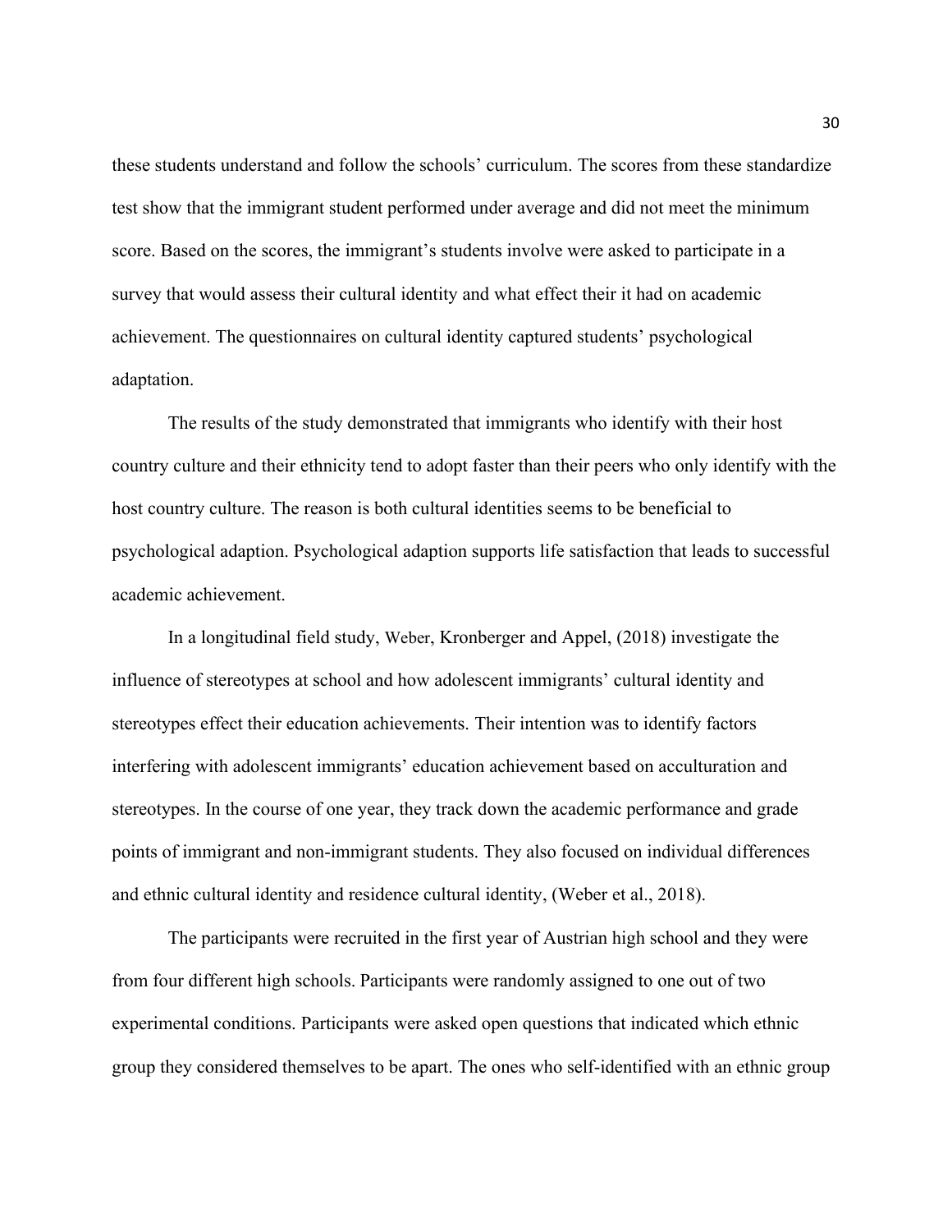these students understand and follow the schools' curriculum. The scores from these standardize test show that the immigrant student performed under average and did not meet the minimum score. Based on the scores, the immigrant's students involve were asked to participate in a survey that would assess their cultural identity and what effect their it had on academic achievement. The questionnaires on cultural identity captured students' psychological adaptation.

The results of the study demonstrated that immigrants who identify with their host country culture and their ethnicity tend to adopt faster than their peers who only identify with the host country culture. The reason is both cultural identities seems to be beneficial to psychological adaption. Psychological adaption supports life satisfaction that leads to successful academic achievement.

In a longitudinal field study, Weber, Kronberger and Appel, (2018) investigate the influence of stereotypes at school and how adolescent immigrants' cultural identity and stereotypes effect their education achievements. Their intention was to identify factors interfering with adolescent immigrants' education achievement based on acculturation and stereotypes. In the course of one year, they track down the academic performance and grade points of immigrant and non-immigrant students. They also focused on individual differences and ethnic cultural identity and residence cultural identity, (Weber et al., 2018).

The participants were recruited in the first year of Austrian high school and they were from four different high schools. Participants were randomly assigned to one out of two experimental conditions. Participants were asked open questions that indicated which ethnic group they considered themselves to be apart. The ones who self-identified with an ethnic group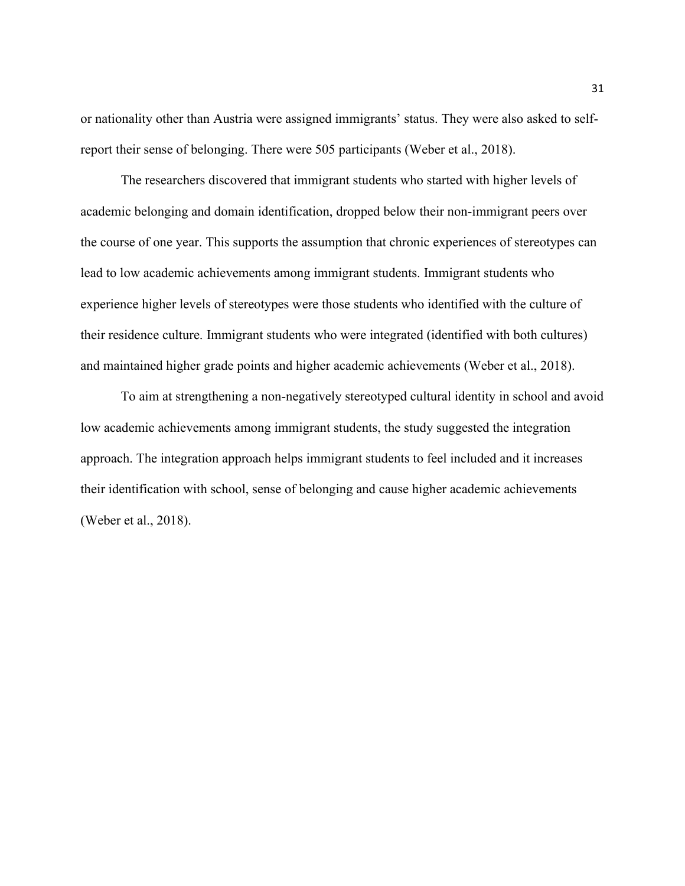or nationality other than Austria were assigned immigrants' status. They were also asked to self-report their sense of belonging. There were 505 participants (Weber et al., 2018).

The researchers discovered that immigrant students who started with higher levels of academic belonging and domain identification, dropped below their non-immigrant peers over the course of one year. This supports the assumption that chronic experiences of stereotypes can lead to low academic achievements among immigrant students. Immigrant students who experience higher levels of stereotypes were those students who identified with the culture of their residence culture. Immigrant students who were integrated (identified with both cultures) and maintained higher grade points and higher academic achievements (Weber et al., 2018).

To aim at strengthening a non-negatively stereotyped cultural identity in school and avoid low academic achievements among immigrant students, the study suggested the integration approach. The integration approach helps immigrant students to feel included and it increases their identification with school, sense of belonging and cause higher academic achievements (Weber et al., 2018).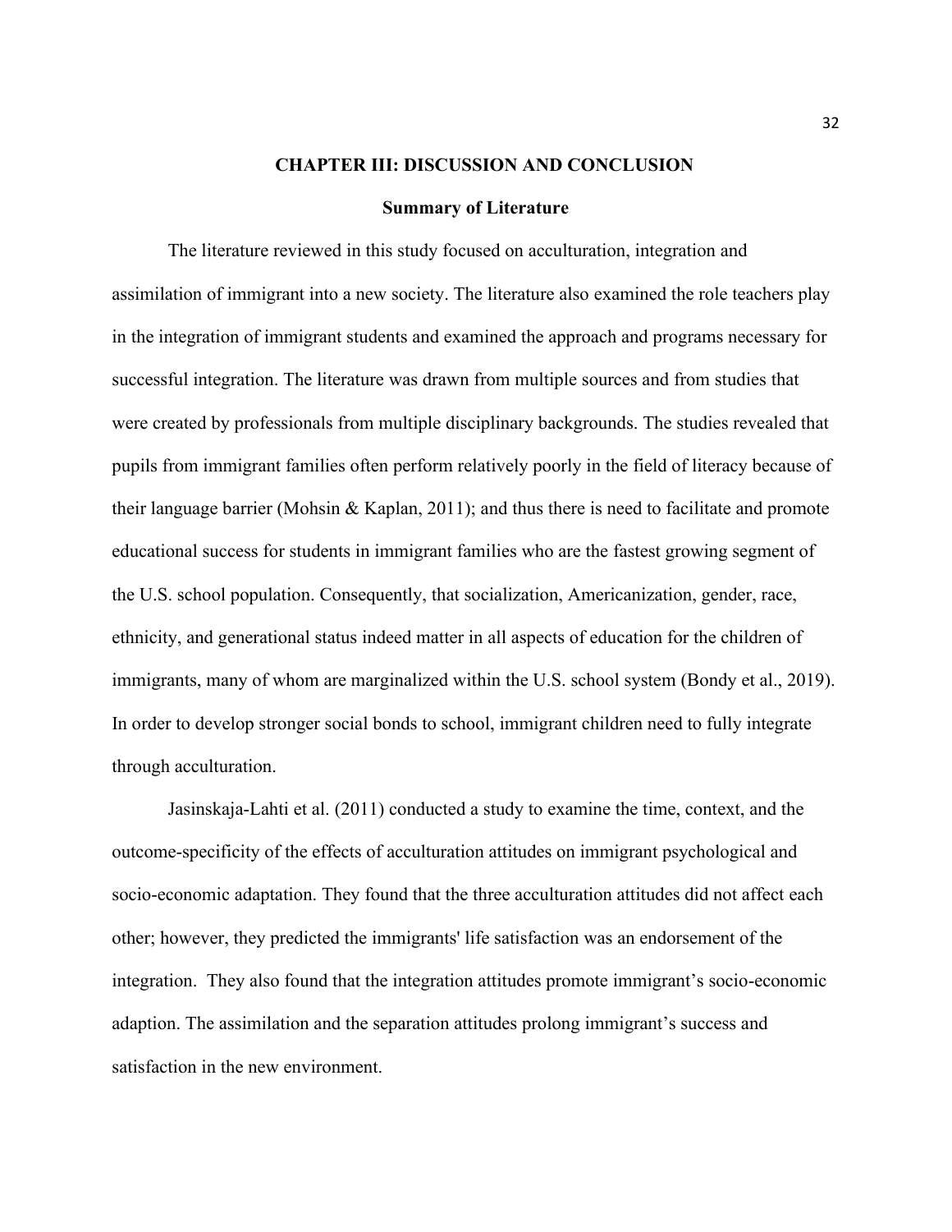# CHAPTER III: DISCUSSION AND CONCLUSION

## Summary of Literature

The literature reviewed in this study focused on acculturation, integration and assimilation of immigrant into a new society. The literature also examined the role teachers play in the integration of immigrant students and examined the approach and programs necessary for successful integration. The literature was drawn from multiple sources and from studies that were created by professionals from multiple disciplinary backgrounds. The studies revealed that pupils from immigrant families often perform relatively poorly in the field of literacy because of their language barrier (Mohsin & Kaplan, 2011); and thus there is need to facilitate and promote educational success for students in immigrant families who are the fastest growing segment of the U.S. school population. Consequently, that socialization, Americanization, gender, race, ethnicity, and generational status indeed matter in all aspects of education for the children of immigrants, many of whom are marginalized within the U.S. school system (Bondy et al., 2019). In order to develop stronger social bonds to school, immigrant children need to fully integrate through acculturation.

Jasinskaja-Lahti et al. (2011) conducted a study to examine the time, context, and the outcome-specificity of the effects of acculturation attitudes on immigrant psychological and socio-economic adaptation. They found that the three acculturation attitudes did not affect each other; however, they predicted the immigrants' life satisfaction was an endorsement of the integration. They also found that the integration attitudes promote immigrant's socio-economic adaption. The assimilation and the separation attitudes prolong immigrant's success and satisfaction in the new environment.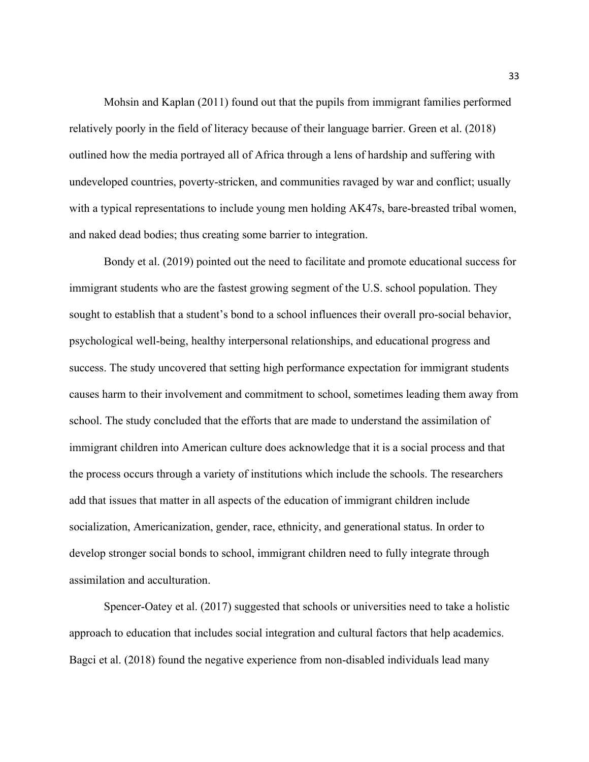Mohsin and Kaplan (2011) found out that the pupils from immigrant families performed relatively poorly in the field of literacy because of their language barrier. Green et al. (2018) outlined how the media portrayed all of Africa through a lens of hardship and suffering with undeveloped countries, poverty-stricken, and communities ravaged by war and conflict; usually with a typical representations to include young men holding AK47s, bare-breasted tribal women, and naked dead bodies; thus creating some barrier to integration.

Bondy et al. (2019) pointed out the need to facilitate and promote educational success for immigrant students who are the fastest growing segment of the U.S. school population. They sought to establish that a student's bond to a school influences their overall pro-social behavior, psychological well-being, healthy interpersonal relationships, and educational progress and success. The study uncovered that setting high performance expectation for immigrant students causes harm to their involvement and commitment to school, sometimes leading them away from school. The study concluded that the efforts that are made to understand the assimilation of immigrant children into American culture does acknowledge that it is a social process and that the process occurs through a variety of institutions which include the schools. The researchers add that issues that matter in all aspects of the education of immigrant children include socialization, Americanization, gender, race, ethnicity, and generational status. In order to develop stronger social bonds to school, immigrant children need to fully integrate through assimilation and acculturation.

Spencer-Oatey et al. (2017) suggested that schools or universities need to take a holistic approach to education that includes social integration and cultural factors that help academics. Bagci et al. (2018) found the negative experience from non-disabled individuals lead many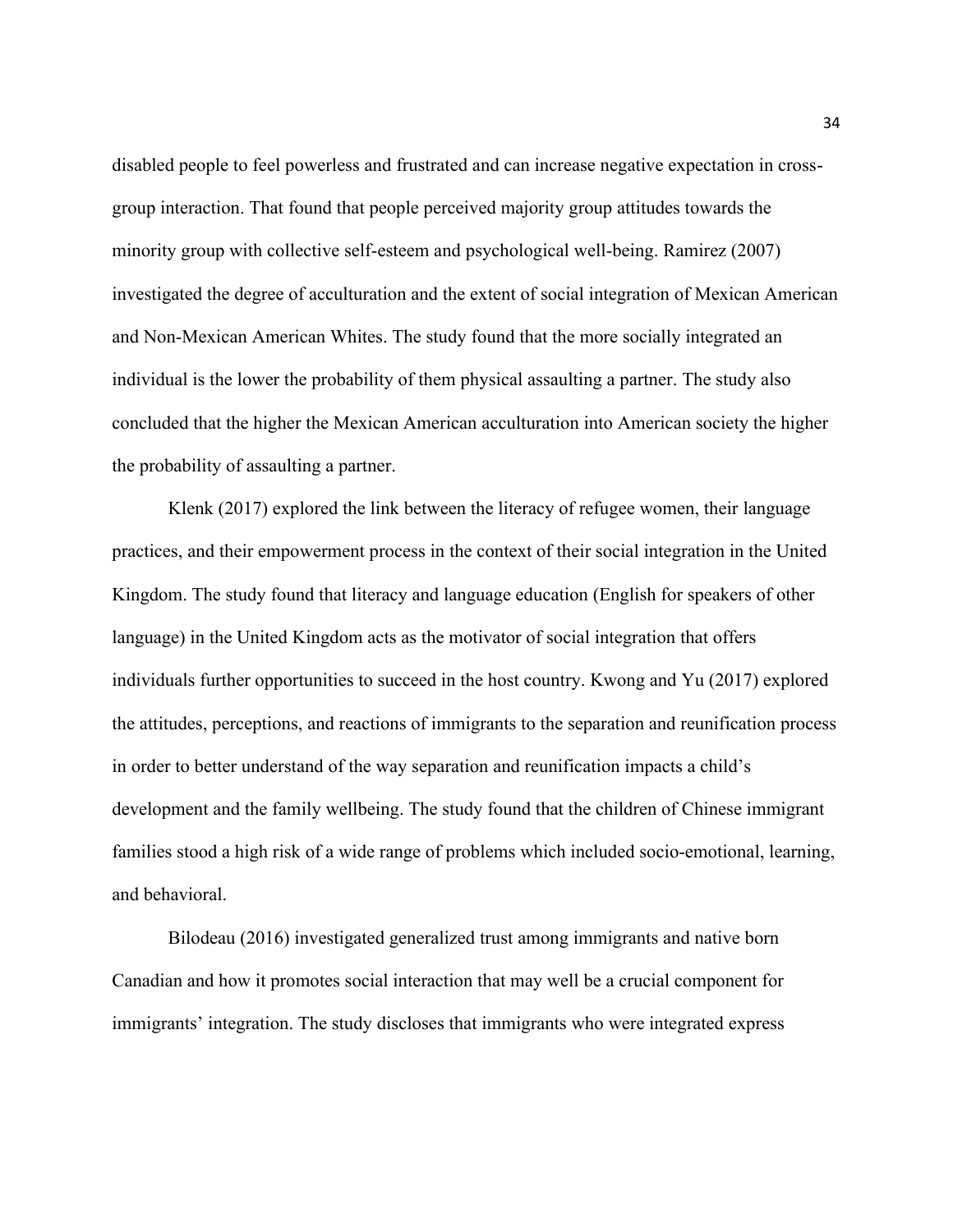disabled people to feel powerless and frustrated and can increase negative expectation in cross-group interaction. That found that people perceived majority group attitudes towards the minority group with collective self-esteem and psychological well-being. Ramirez (2007) investigated the degree of acculturation and the extent of social integration of Mexican American and Non-Mexican American Whites. The study found that the more socially integrated an individual is the lower the probability of them physical assaulting a partner. The study also concluded that the higher the Mexican American acculturation into American society the higher the probability of assaulting a partner.

Klenk (2017) explored the link between the literacy of refugee women, their language practices, and their empowerment process in the context of their social integration in the United Kingdom. The study found that literacy and language education (English for speakers of other language) in the United Kingdom acts as the motivator of social integration that offers individuals further opportunities to succeed in the host country. Kwong and Yu (2017) explored the attitudes, perceptions, and reactions of immigrants to the separation and reunification process in order to better understand of the way separation and reunification impacts a child's development and the family wellbeing. The study found that the children of Chinese immigrant families stood a high risk of a wide range of problems which included socio-emotional, learning, and behavioral.

Bilodeau (2016) investigated generalized trust among immigrants and native born Canadian and how it promotes social interaction that may well be a crucial component for immigrants' integration. The study discloses that immigrants who were integrated express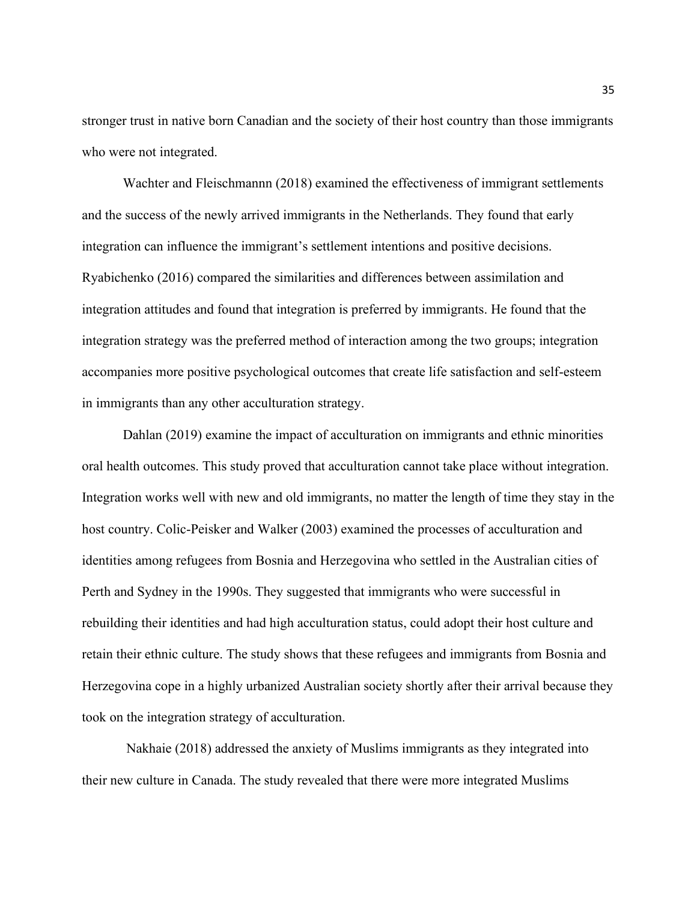stronger trust in native born Canadian and the society of their host country than those immigrants who were not integrated.

Wachter and Fleischmannn (2018) examined the effectiveness of immigrant settlements and the success of the newly arrived immigrants in the Netherlands. They found that early integration can influence the immigrant's settlement intentions and positive decisions. Ryabichenko (2016) compared the similarities and differences between assimilation and integration attitudes and found that integration is preferred by immigrants. He found that the integration strategy was the preferred method of interaction among the two groups; integration accompanies more positive psychological outcomes that create life satisfaction and self-esteem in immigrants than any other acculturation strategy.

Dahlan (2019) examine the impact of acculturation on immigrants and ethnic minorities oral health outcomes. This study proved that acculturation cannot take place without integration. Integration works well with new and old immigrants, no matter the length of time they stay in the host country. Colic-Peisker and Walker (2003) examined the processes of acculturation and identities among refugees from Bosnia and Herzegovina who settled in the Australian cities of Perth and Sydney in the 1990s. They suggested that immigrants who were successful in rebuilding their identities and had high acculturation status, could adopt their host culture and retain their ethnic culture. The study shows that these refugees and immigrants from Bosnia and Herzegovina cope in a highly urbanized Australian society shortly after their arrival because they took on the integration strategy of acculturation.

Nakhaie (2018) addressed the anxiety of Muslims immigrants as they integrated into their new culture in Canada. The study revealed that there were more integrated Muslims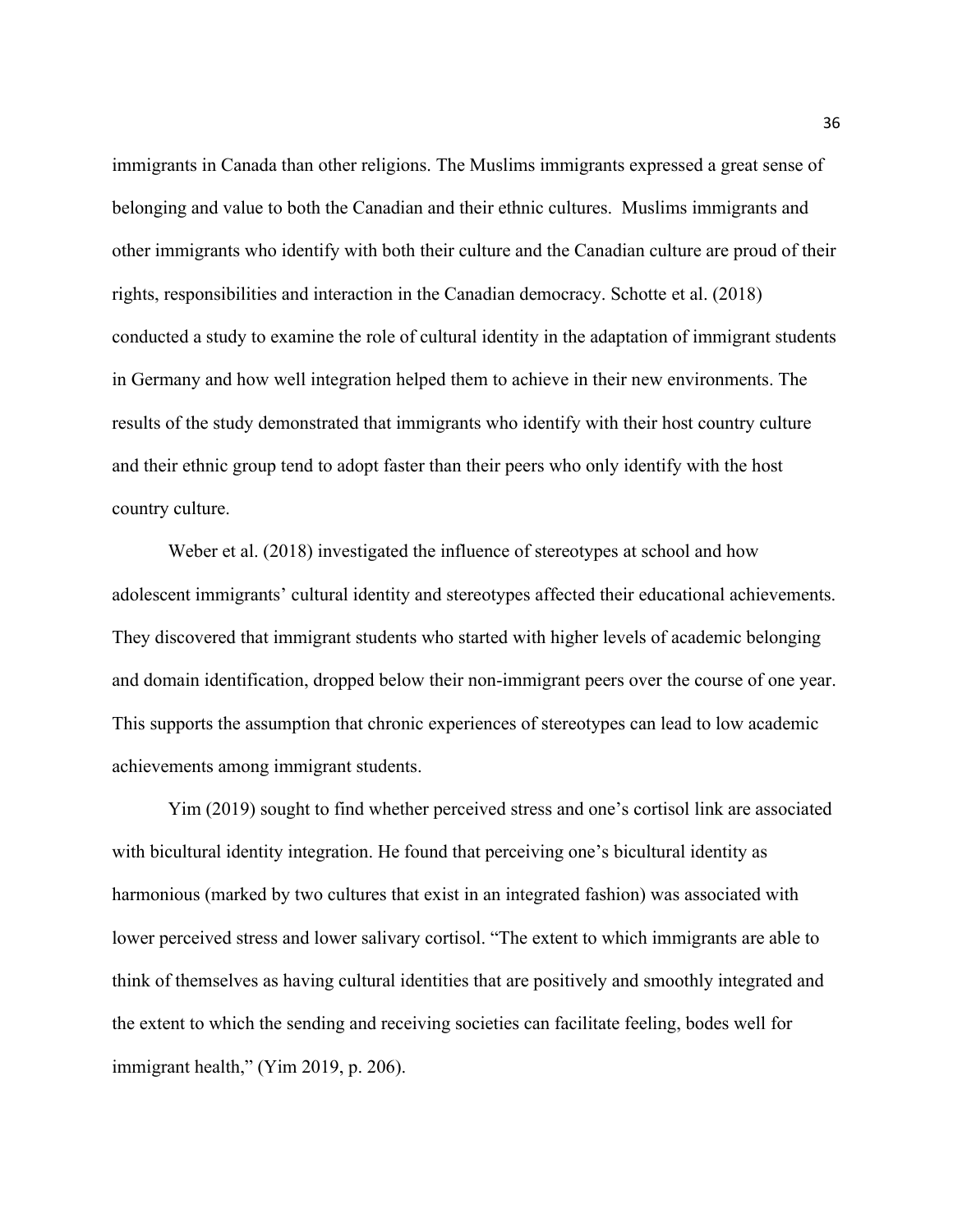immigrants in Canada than other religions. The Muslims immigrants expressed a great sense of belonging and value to both the Canadian and their ethnic cultures.  Muslims immigrants and other immigrants who identify with both their culture and the Canadian culture are proud of their rights, responsibilities and interaction in the Canadian democracy. Schotte et al. (2018) conducted a study to examine the role of cultural identity in the adaptation of immigrant students in Germany and how well integration helped them to achieve in their new environments. The results of the study demonstrated that immigrants who identify with their host country culture and their ethnic group tend to adopt faster than their peers who only identify with the host country culture.

Weber et al. (2018) investigated the influence of stereotypes at school and how adolescent immigrants' cultural identity and stereotypes affected their educational achievements. They discovered that immigrant students who started with higher levels of academic belonging and domain identification, dropped below their non-immigrant peers over the course of one year. This supports the assumption that chronic experiences of stereotypes can lead to low academic achievements among immigrant students.

Yim (2019) sought to find whether perceived stress and one's cortisol link are associated with bicultural identity integration. He found that perceiving one's bicultural identity as harmonious (marked by two cultures that exist in an integrated fashion) was associated with lower perceived stress and lower salivary cortisol. "The extent to which immigrants are able to think of themselves as having cultural identities that are positively and smoothly integrated and the extent to which the sending and receiving societies can facilitate feeling, bodes well for immigrant health," (Yim 2019, p. 206).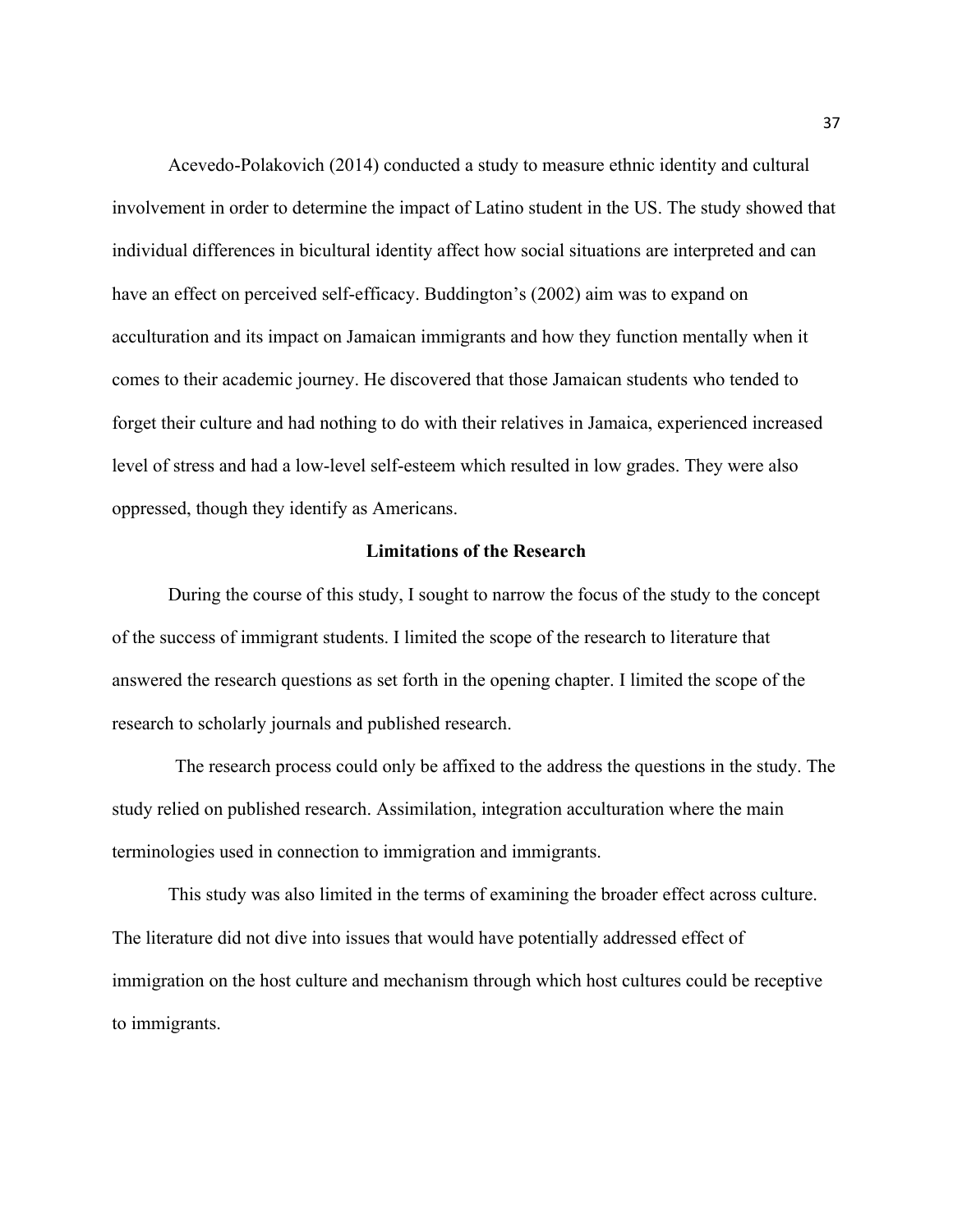Acevedo-Polakovich (2014) conducted a study to measure ethnic identity and cultural involvement in order to determine the impact of Latino student in the US. The study showed that individual differences in bicultural identity affect how social situations are interpreted and can have an effect on perceived self-efficacy. Buddington's (2002) aim was to expand on acculturation and its impact on Jamaican immigrants and how they function mentally when it comes to their academic journey. He discovered that those Jamaican students who tended to forget their culture and had nothing to do with their relatives in Jamaica, experienced increased level of stress and had a low-level self-esteem which resulted in low grades. They were also oppressed, though they identify as Americans.

## Limitations of the Research

During the course of this study, I sought to narrow the focus of the study to the concept of the success of immigrant students. I limited the scope of the research to literature that answered the research questions as set forth in the opening chapter. I limited the scope of the research to scholarly journals and published research.

The research process could only be affixed to the address the questions in the study. The study relied on published research. Assimilation, integration acculturation where the main terminologies used in connection to immigration and immigrants.

This study was also limited in the terms of examining the broader effect across culture. The literature did not dive into issues that would have potentially addressed effect of immigration on the host culture and mechanism through which host cultures could be receptive to immigrants.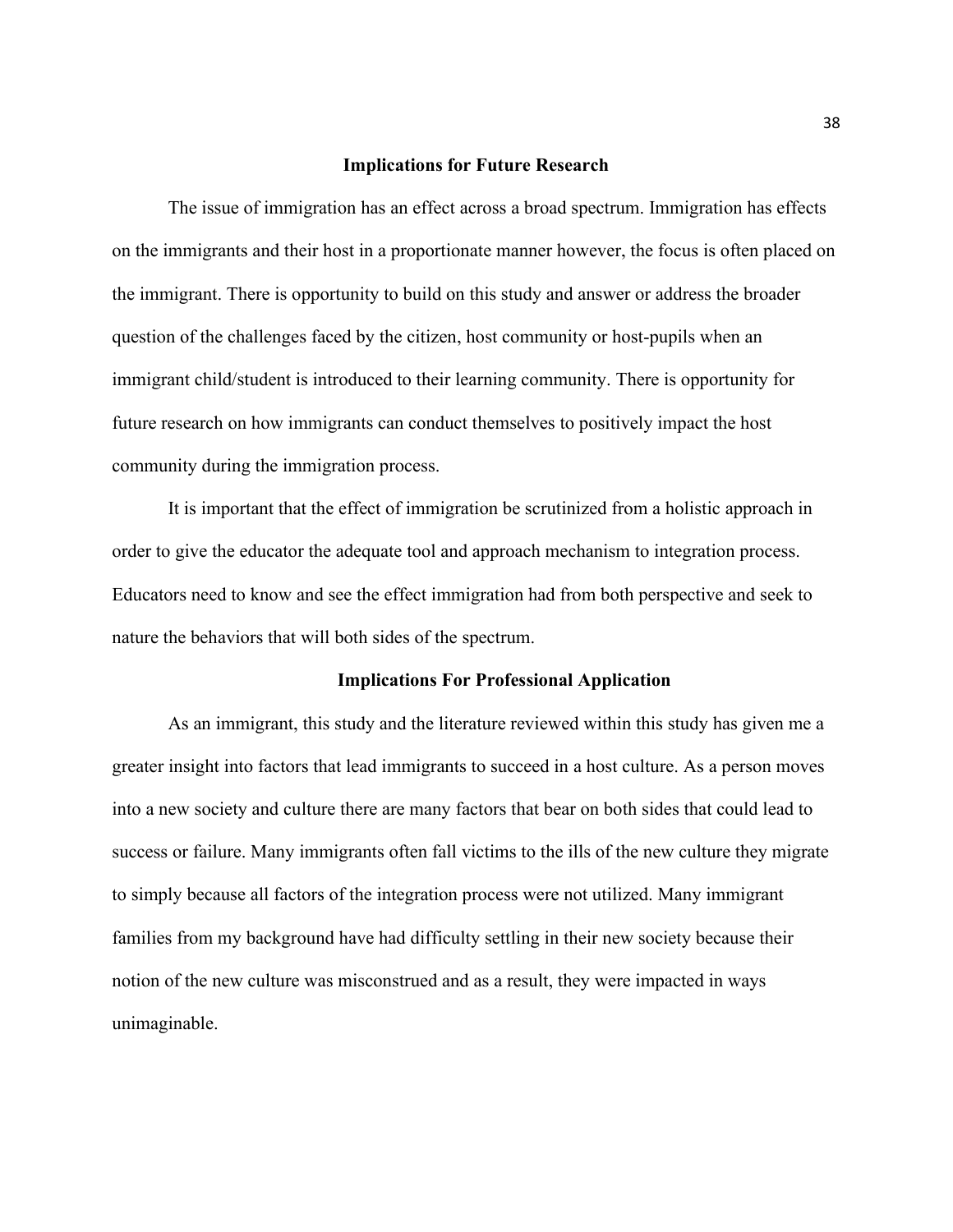## Implications for Future Research

The issue of immigration has an effect across a broad spectrum. Immigration has effects on the immigrants and their host in a proportionate manner however, the focus is often placed on the immigrant. There is opportunity to build on this study and answer or address the broader question of the challenges faced by the citizen, host community or host-pupils when an immigrant child/student is introduced to their learning community. There is opportunity for future research on how immigrants can conduct themselves to positively impact the host community during the immigration process.

It is important that the effect of immigration be scrutinized from a holistic approach in order to give the educator the adequate tool and approach mechanism to integration process. Educators need to know and see the effect immigration had from both perspective and seek to nature the behaviors that will both sides of the spectrum.

## Implications For Professional Application

As an immigrant, this study and the literature reviewed within this study has given me a greater insight into factors that lead immigrants to succeed in a host culture. As a person moves into a new society and culture there are many factors that bear on both sides that could lead to success or failure. Many immigrants often fall victims to the ills of the new culture they migrate to simply because all factors of the integration process were not utilized. Many immigrant families from my background have had difficulty settling in their new society because their notion of the new culture was misconstrued and as a result, they were impacted in ways unimaginable.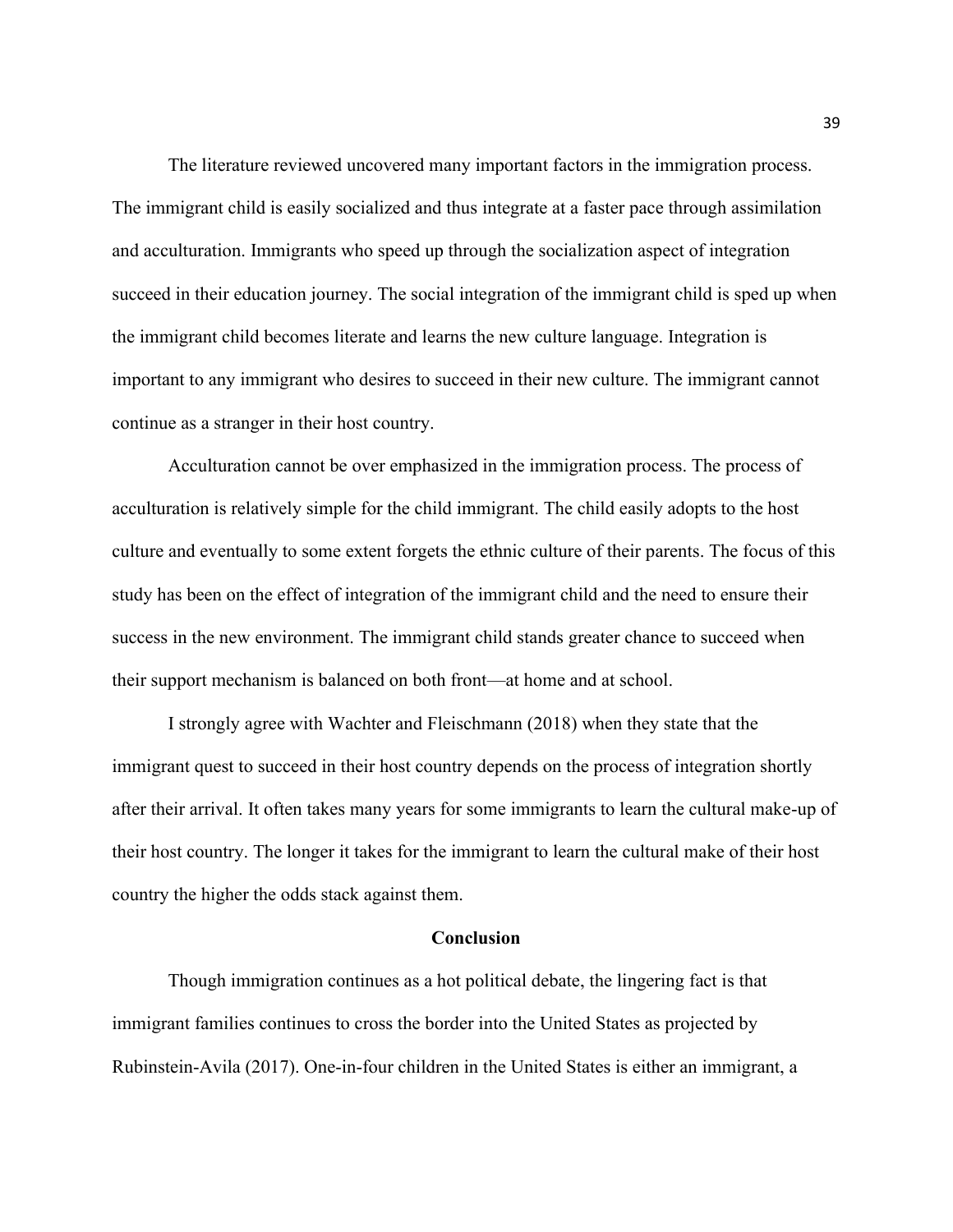The literature reviewed uncovered many important factors in the immigration process. The immigrant child is easily socialized and thus integrate at a faster pace through assimilation and acculturation. Immigrants who speed up through the socialization aspect of integration succeed in their education journey. The social integration of the immigrant child is sped up when the immigrant child becomes literate and learns the new culture language. Integration is important to any immigrant who desires to succeed in their new culture. The immigrant cannot continue as a stranger in their host country.

Acculturation cannot be over emphasized in the immigration process. The process of acculturation is relatively simple for the child immigrant. The child easily adopts to the host culture and eventually to some extent forgets the ethnic culture of their parents. The focus of this study has been on the effect of integration of the immigrant child and the need to ensure their success in the new environment. The immigrant child stands greater chance to succeed when their support mechanism is balanced on both front—at home and at school.

I strongly agree with Wachter and Fleischmann (2018) when they state that the immigrant quest to succeed in their host country depends on the process of integration shortly after their arrival. It often takes many years for some immigrants to learn the cultural make-up of their host country. The longer it takes for the immigrant to learn the cultural make of their host country the higher the odds stack against them.

## Conclusion

Though immigration continues as a hot political debate, the lingering fact is that immigrant families continues to cross the border into the United States as projected by Rubinstein-Avila (2017). One-in-four children in the United States is either an immigrant, a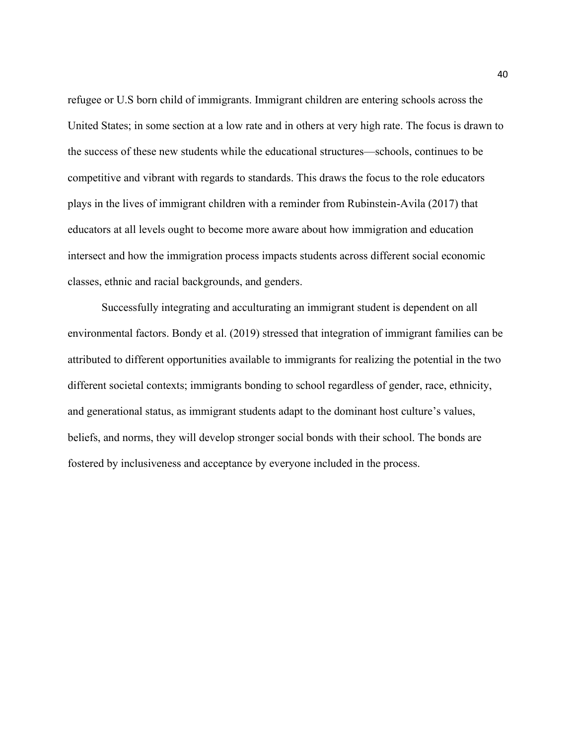refugee or U.S born child of immigrants. Immigrant children are entering schools across the United States; in some section at a low rate and in others at very high rate. The focus is drawn to the success of these new students while the educational structures—schools, continues to be competitive and vibrant with regards to standards. This draws the focus to the role educators plays in the lives of immigrant children with a reminder from Rubinstein-Avila (2017) that educators at all levels ought to become more aware about how immigration and education intersect and how the immigration process impacts students across different social economic classes, ethnic and racial backgrounds, and genders.

Successfully integrating and acculturating an immigrant student is dependent on all environmental factors. Bondy et al. (2019) stressed that integration of immigrant families can be attributed to different opportunities available to immigrants for realizing the potential in the two different societal contexts; immigrants bonding to school regardless of gender, race, ethnicity, and generational status, as immigrant students adapt to the dominant host culture's values, beliefs, and norms, they will develop stronger social bonds with their school. The bonds are fostered by inclusiveness and acceptance by everyone included in the process.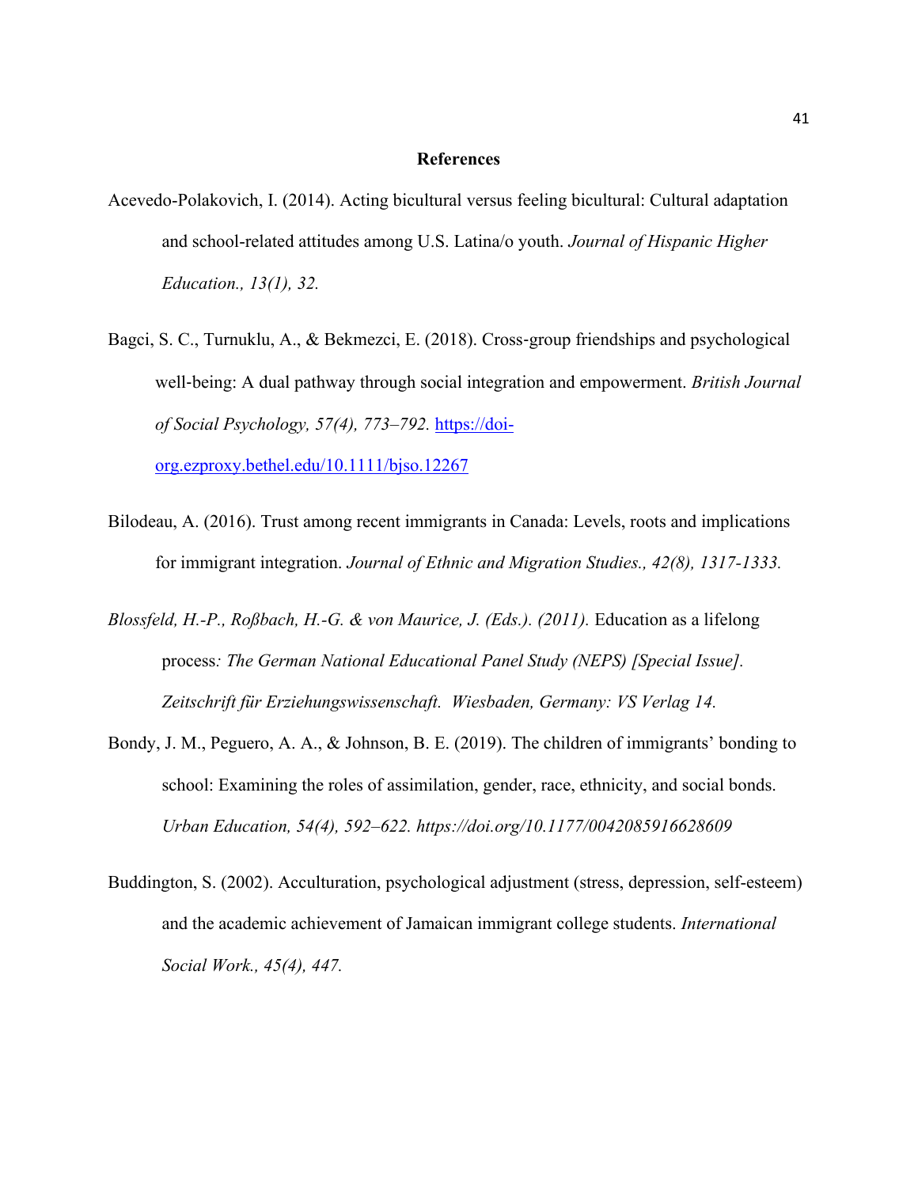# References

Acevedo-Polakovich, I. (2014). Acting bicultural versus feeling bicultural: Cultural adaptation and school-related attitudes among U.S. Latina/o youth. *Journal of Hispanic Higher Education., 13(1), 32.*

Bagci, S. C., Turnuklu, A., & Bekmezci, E. (2018). Cross-group friendships and psychological well-being: A dual pathway through social integration and empowerment. *British Journal of Social Psychology, 57(4), 773–792.* https://doi-org.ezproxy.bethel.edu/10.1111/bjso.12267

Bilodeau, A. (2016). Trust among recent immigrants in Canada: Levels, roots and implications for immigrant integration. *Journal of Ethnic and Migration Studies., 42(8), 1317-1333.*

*Blossfeld, H.-P., Roßbach, H.-G. & von Maurice, J. (Eds.). (2011).* Education as a lifelong process*: The German National Educational Panel Study (NEPS) [Special Issue]. Zeitschrift für Erziehungswissenschaft. Wiesbaden, Germany: VS Verlag 14.*

Bondy, J. M., Peguero, A. A., & Johnson, B. E. (2019). The children of immigrants' bonding to school: Examining the roles of assimilation, gender, race, ethnicity, and social bonds. *Urban Education, 54(4), 592–622. https://doi.org/10.1177/0042085916628609*

Buddington, S. (2002). Acculturation, psychological adjustment (stress, depression, self-esteem) and the academic achievement of Jamaican immigrant college students. *International Social Work., 45(4), 447.*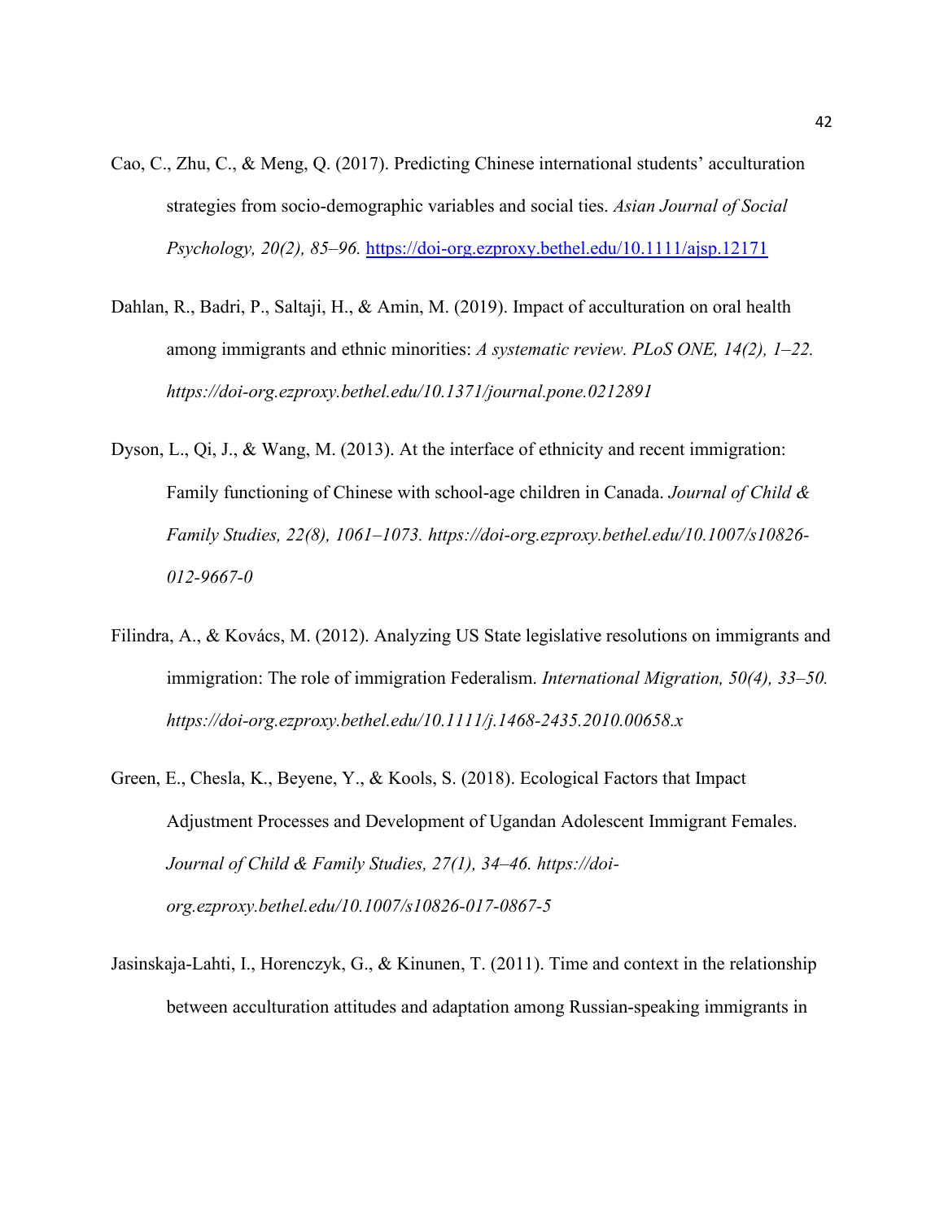Cao, C., Zhu, C., & Meng, Q. (2017). Predicting Chinese international students' acculturation strategies from socio-demographic variables and social ties. *Asian Journal of Social Psychology, 20(2), 85–96.* https://doi-org.ezproxy.bethel.edu/10.1111/ajsp.12171

Dahlan, R., Badri, P., Saltaji, H., & Amin, M. (2019). Impact of acculturation on oral health among immigrants and ethnic minorities: *A systematic review. PLoS ONE, 14(2), 1–22. https://doi-org.ezproxy.bethel.edu/10.1371/journal.pone.0212891*

Dyson, L., Qi, J., & Wang, M. (2013). At the interface of ethnicity and recent immigration: Family functioning of Chinese with school-age children in Canada. *Journal of Child & Family Studies, 22(8), 1061–1073. https://doi-org.ezproxy.bethel.edu/10.1007/s10826-012-9667-0*

Filindra, A., & Kovács, M. (2012). Analyzing US State legislative resolutions on immigrants and immigration: The role of immigration Federalism. *International Migration, 50(4), 33–50. https://doi-org.ezproxy.bethel.edu/10.1111/j.1468-2435.2010.00658.x*

Green, E., Chesla, K., Beyene, Y., & Kools, S. (2018). Ecological Factors that Impact Adjustment Processes and Development of Ugandan Adolescent Immigrant Females. *Journal of Child & Family Studies, 27(1), 34–46. https://doi-org.ezproxy.bethel.edu/10.1007/s10826-017-0867-5*

Jasinskaja-Lahti, I., Horenczyk, G., & Kinunen, T. (2011). Time and context in the relationship between acculturation attitudes and adaptation among Russian-speaking immigrants in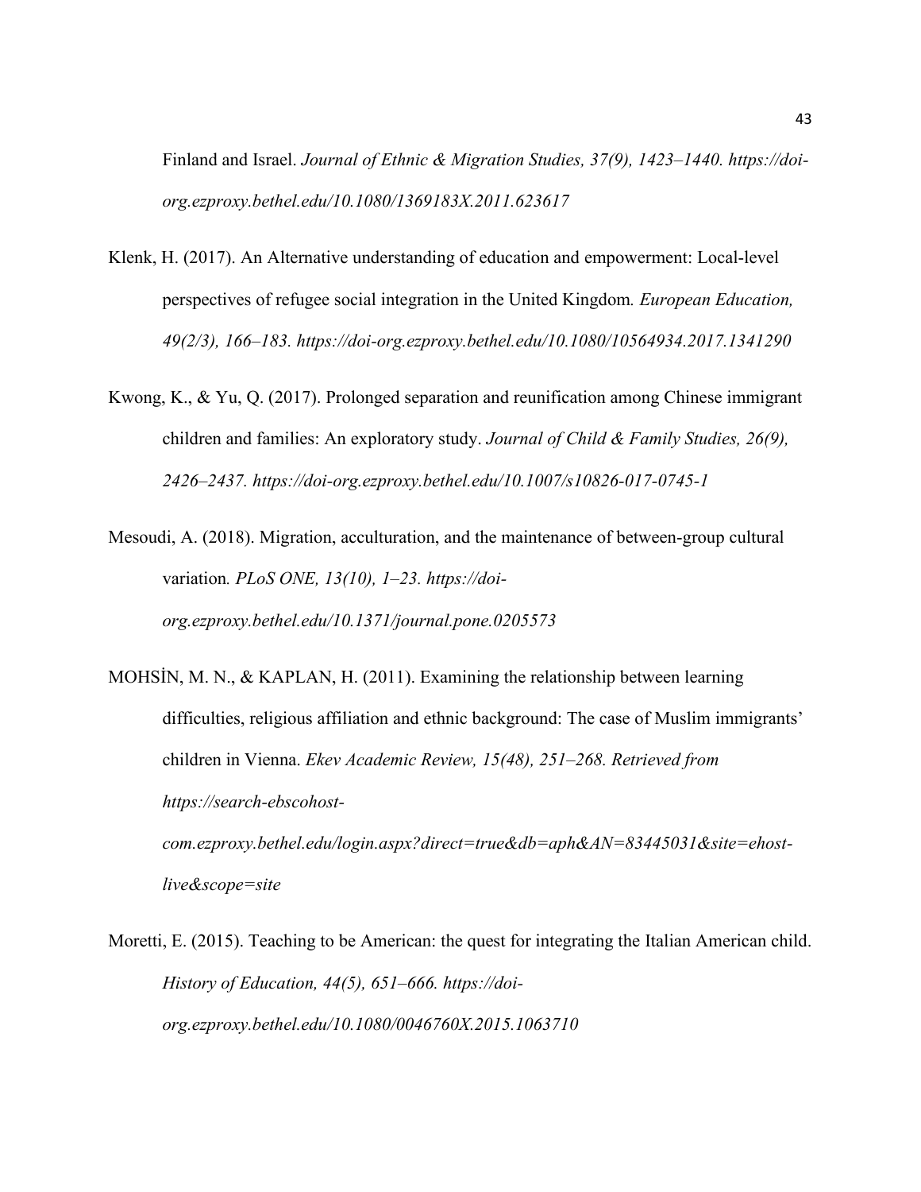Finland and Israel. *Journal of Ethnic & Migration Studies, 37(9), 1423–1440. https://doi-org.ezproxy.bethel.edu/10.1080/1369183X.2011.623617*

Klenk, H. (2017). An Alternative understanding of education and empowerment: Local-level perspectives of refugee social integration in the United Kingdom*. European Education, 49(2/3), 166–183. https://doi-org.ezproxy.bethel.edu/10.1080/10564934.2017.1341290*

Kwong, K., & Yu, Q. (2017). Prolonged separation and reunification among Chinese immigrant children and families: An exploratory study. *Journal of Child & Family Studies, 26(9), 2426–2437. https://doi-org.ezproxy.bethel.edu/10.1007/s10826-017-0745-1*

Mesoudi, A. (2018). Migration, acculturation, and the maintenance of between-group cultural variation*. PLoS ONE, 13(10), 1–23. https://doi-org.ezproxy.bethel.edu/10.1371/journal.pone.0205573*

MOHSİN, M. N., & KAPLAN, H. (2011). Examining the relationship between learning difficulties, religious affiliation and ethnic background: The case of Muslim immigrants' children in Vienna. *Ekev Academic Review, 15(48), 251–268. Retrieved from https://search-ebscohost-com.ezproxy.bethel.edu/login.aspx?direct=true&db=aph&AN=83445031&site=ehost-live&scope=site*

Moretti, E. (2015). Teaching to be American: the quest for integrating the Italian American child. *History of Education, 44(5), 651–666. https://doi-org.ezproxy.bethel.edu/10.1080/0046760X.2015.1063710*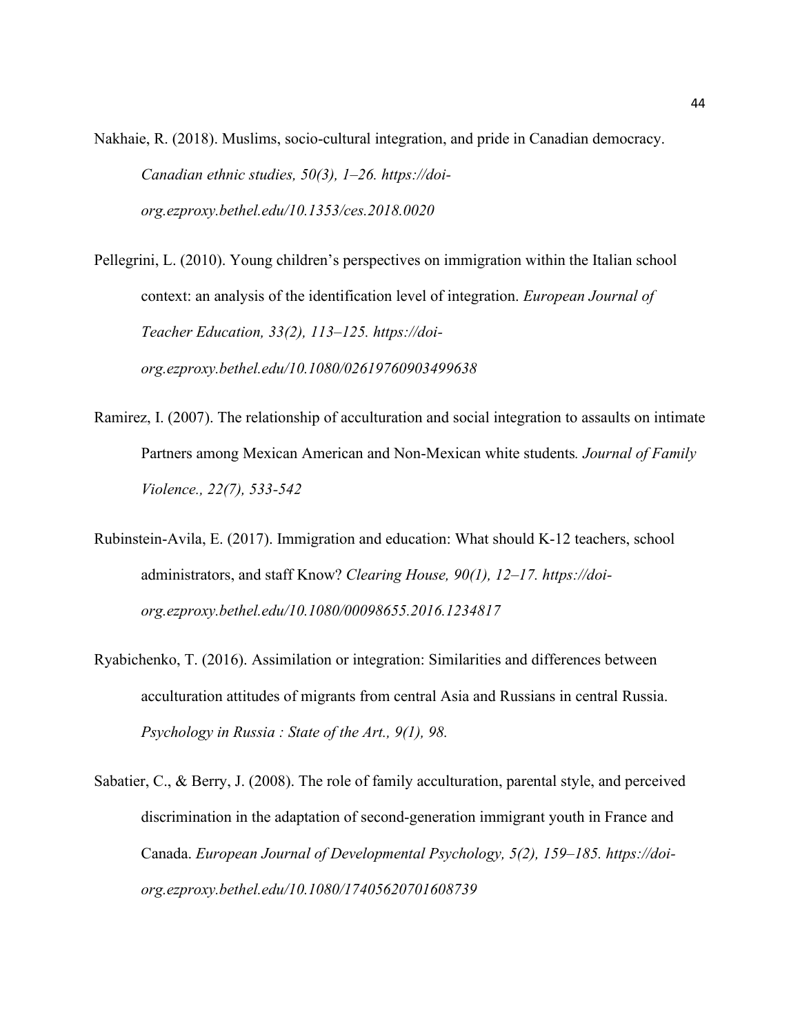Nakhaie, R. (2018). Muslims, socio-cultural integration, and pride in Canadian democracy. *Canadian ethnic studies, 50(3), 1–26. https://doi-org.ezproxy.bethel.edu/10.1353/ces.2018.0020*

Pellegrini, L. (2010). Young children's perspectives on immigration within the Italian school context: an analysis of the identification level of integration. *European Journal of Teacher Education, 33(2), 113–125. https://doi-org.ezproxy.bethel.edu/10.1080/02619760903499638*

Ramirez, I. (2007). The relationship of acculturation and social integration to assaults on intimate Partners among Mexican American and Non-Mexican white students*. Journal of Family Violence., 22(7), 533-542*

Rubinstein-Avila, E. (2017). Immigration and education: What should K-12 teachers, school administrators, and staff Know? *Clearing House, 90(1), 12–17. https://doi-org.ezproxy.bethel.edu/10.1080/00098655.2016.1234817*

Ryabichenko, T. (2016). Assimilation or integration: Similarities and differences between acculturation attitudes of migrants from central Asia and Russians in central Russia. *Psychology in Russia : State of the Art., 9(1), 98.*

Sabatier, C., & Berry, J. (2008). The role of family acculturation, parental style, and perceived discrimination in the adaptation of second-generation immigrant youth in France and Canada. *European Journal of Developmental Psychology, 5(2), 159–185. https://doi-org.ezproxy.bethel.edu/10.1080/17405620701608739*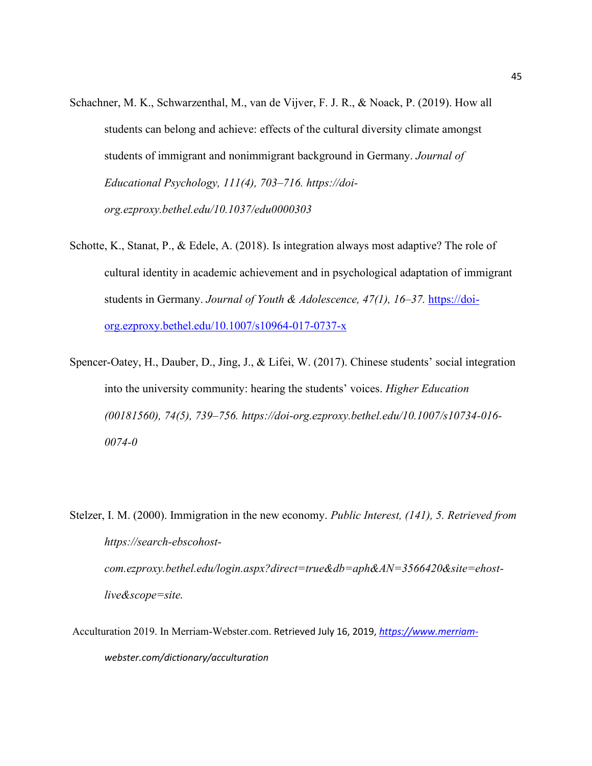Schachner, M. K., Schwarzenthal, M., van de Vijver, F. J. R., & Noack, P. (2019). How all students can belong and achieve: effects of the cultural diversity climate amongst students of immigrant and nonimmigrant background in Germany. *Journal of Educational Psychology, 111(4), 703–716. https://doi-org.ezproxy.bethel.edu/10.1037/edu0000303*

Schotte, K., Stanat, P., & Edele, A. (2018). Is integration always most adaptive? The role of cultural identity in academic achievement and in psychological adaptation of immigrant students in Germany. *Journal of Youth & Adolescence, 47(1), 16–37.* https://doi-org.ezproxy.bethel.edu/10.1007/s10964-017-0737-x

Spencer-Oatey, H., Dauber, D., Jing, J., & Lifei, W. (2017). Chinese students' social integration into the university community: hearing the students' voices. *Higher Education (00181560), 74(5), 739–756. https://doi-org.ezproxy.bethel.edu/10.1007/s10734-016-0074-0*

Stelzer, I. M. (2000). Immigration in the new economy. *Public Interest, (141), 5. Retrieved from https://search-ebscohost-com.ezproxy.bethel.edu/login.aspx?direct=true&db=aph&AN=3566420&site=ehost-live&scope=site.*

Acculturation 2019. In Merriam-Webster.com. Retrieved July 16, 2019, *https://www.merriam-webster.com/dictionary/acculturation*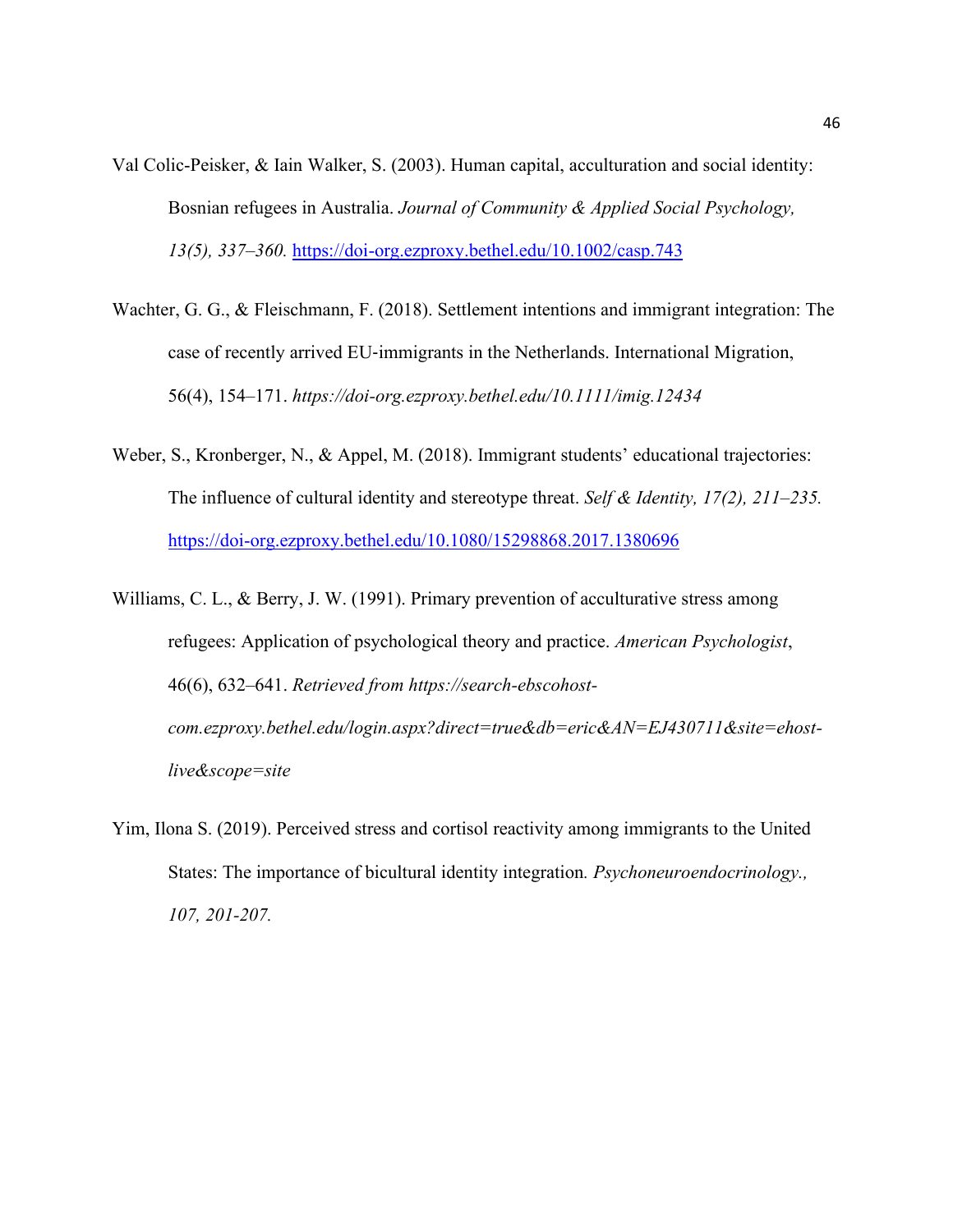Val Colic-Peisker, & Iain Walker, S. (2003). Human capital, acculturation and social identity: Bosnian refugees in Australia. *Journal of Community & Applied Social Psychology, 13(5), 337–360.* https://doi-org.ezproxy.bethel.edu/10.1002/casp.743

Wachter, G. G., & Fleischmann, F. (2018). Settlement intentions and immigrant integration: The case of recently arrived EU‐immigrants in the Netherlands. International Migration, 56(4), 154–171. *https://doi-org.ezproxy.bethel.edu/10.1111/imig.12434*

Weber, S., Kronberger, N., & Appel, M. (2018). Immigrant students' educational trajectories: The influence of cultural identity and stereotype threat. *Self & Identity, 17(2), 211–235.* https://doi-org.ezproxy.bethel.edu/10.1080/15298868.2017.1380696

Williams, C. L., & Berry, J. W. (1991). Primary prevention of acculturative stress among refugees: Application of psychological theory and practice. *American Psychologist*, 46(6), 632–641. *Retrieved from https://search-ebscohost-com.ezproxy.bethel.edu/login.aspx?direct=true&db=eric&AN=EJ430711&site=ehost-live&scope=site*

Yim, Ilona S. (2019). Perceived stress and cortisol reactivity among immigrants to the United States: The importance of bicultural identity integration. *Psychoneuroendocrinology., 107, 201-207.*